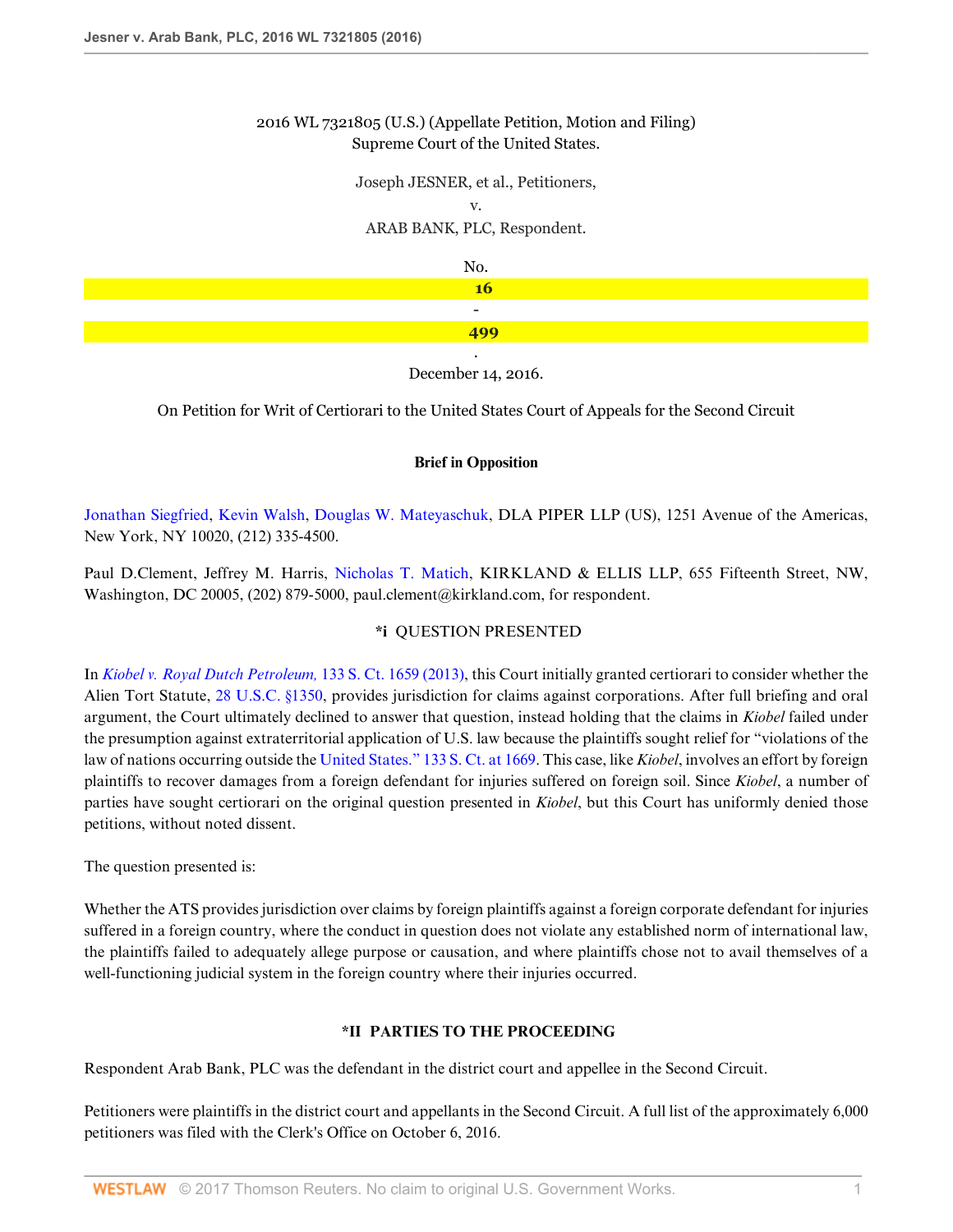2016 WL 7321805 (U.S.) (Appellate Petition, Motion and Filing)
Supreme Court of the United States.

Joseph JESNER, et al., Petitioners,
v.
ARAB BANK, PLC, Respondent.

No. 16-499.
December 14, 2016.

On Petition for Writ of Certiorari to the United States Court of Appeals for the Second Circuit

**Brief in Opposition**

Jonathan Siegfried, Kevin Walsh, Douglas W. Mateyaschuk, DLA PIPER LLP (US), 1251 Avenue of the Americas, New York, NY 10020, (212) 335-4500.

Paul D.Clement, Jeffrey M. Harris, Nicholas T. Matich, KIRKLAND & ELLIS LLP, 655 Fifteenth Street, NW, Washington, DC 20005, (202) 879-5000, paul.clement@kirkland.com, for respondent.

**\*i** QUESTION PRESENTED

In *Kiobel v. Royal Dutch Petroleum,* 133 S. Ct. 1659 (2013), this Court initially granted certiorari to consider whether the Alien Tort Statute, 28 U.S.C. §1350, provides jurisdiction for claims against corporations. After full briefing and oral argument, the Court ultimately declined to answer that question, instead holding that the claims in *Kiobel* failed under the presumption against extraterritorial application of U.S. law because the plaintiffs sought relief for "violations of the law of nations occurring outside the United States." 133 S. Ct. at 1669. This case, like *Kiobel*, involves an effort by foreign plaintiffs to recover damages from a foreign defendant for injuries suffered on foreign soil. Since *Kiobel*, a number of parties have sought certiorari on the original question presented in *Kiobel*, but this Court has uniformly denied those petitions, without noted dissent.

The question presented is:

Whether the ATS provides jurisdiction over claims by foreign plaintiffs against a foreign corporate defendant for injuries suffered in a foreign country, where the conduct in question does not violate any established norm of international law, the plaintiffs failed to adequately allege purpose or causation, and where plaintiffs chose not to avail themselves of a well-functioning judicial system in the foreign country where their injuries occurred.

**\*II PARTIES TO THE PROCEEDING**

Respondent Arab Bank, PLC was the defendant in the district court and appellee in the Second Circuit.

Petitioners were plaintiffs in the district court and appellants in the Second Circuit. A full list of the approximately 6,000 petitioners was filed with the Clerk's Office on October 6, 2016.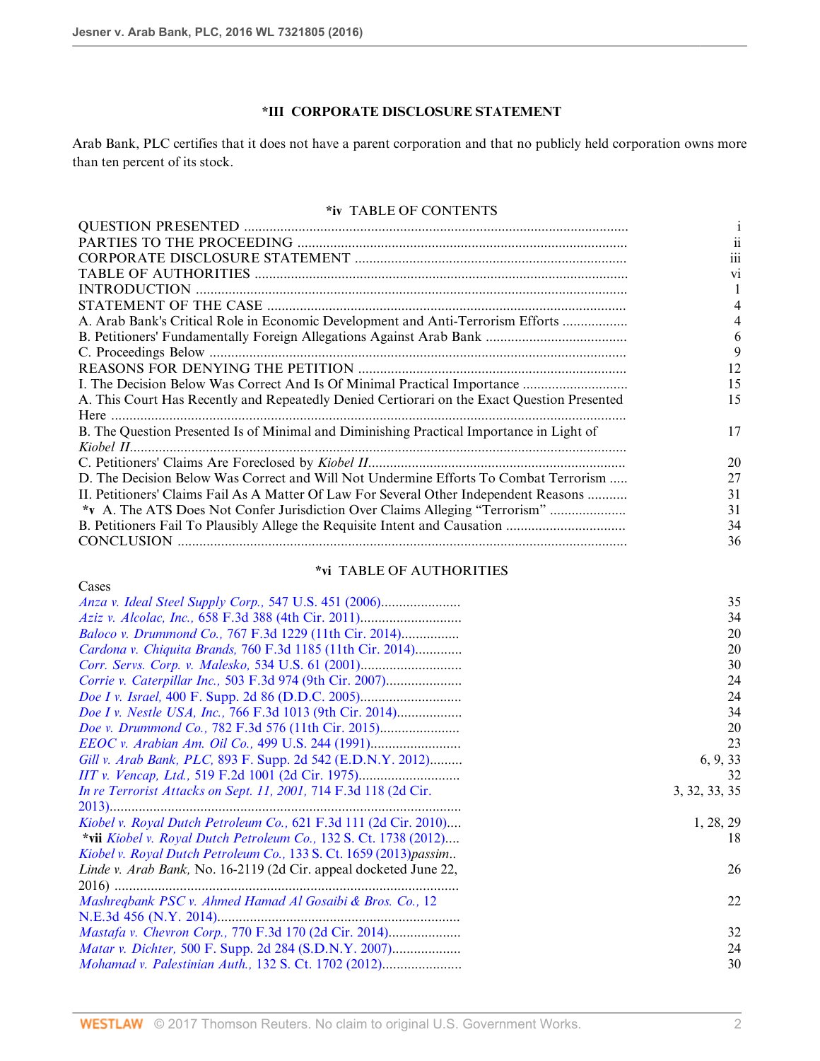## *III CORPORATE DISCLOSURE STATEMENT

Arab Bank, PLC certifies that it does not have a parent corporation and that no publicly held corporation owns more than ten percent of its stock.

## *iv TABLE OF CONTENTS

| | |
|---|---|
| QUESTION PRESENTED | i |
| PARTIES TO THE PROCEEDING | ii |
| CORPORATE DISCLOSURE STATEMENT | iii |
| TABLE OF AUTHORITIES | vi |
| INTRODUCTION | 1 |
| STATEMENT OF THE CASE | 4 |
| A. Arab Bank's Critical Role in Economic Development and Anti-Terrorism Efforts | 4 |
| B. Petitioners' Fundamentally Foreign Allegations Against Arab Bank | 6 |
| C. Proceedings Below | 9 |
| REASONS FOR DENYING THE PETITION | 12 |
| I. The Decision Below Was Correct And Is Of Minimal Practical Importance | 15 |
| A. This Court Has Recently and Repeatedly Denied Certiorari on the Exact Question Presented Here | 15 |
| B. The Question Presented Is of Minimal and Diminishing Practical Importance in Light of *Kiobel II* | 17 |
| C. Petitioners' Claims Are Foreclosed by *Kiobel II* | 20 |
| D. The Decision Below Was Correct and Will Not Undermine Efforts To Combat Terrorism | 27 |
| II. Petitioners' Claims Fail As A Matter Of Law For Several Other Independent Reasons | 31 |
| *v A. The ATS Does Not Confer Jurisdiction Over Claims Alleging "Terrorism" | 31 |
| B. Petitioners Fail To Plausibly Allege the Requisite Intent and Causation | 34 |
| CONCLUSION | 36 |

## *vi TABLE OF AUTHORITIES

| Cases | |
|---|---|
| *Anza v. Ideal Steel Supply Corp.,* 547 U.S. 451 (2006) | 35 |
| *Aziz v. Alcolac, Inc.,* 658 F.3d 388 (4th Cir. 2011) | 34 |
| *Baloco v. Drummond Co.,* 767 F.3d 1229 (11th Cir. 2014) | 20 |
| *Cardona v. Chiquita Brands,* 760 F.3d 1185 (11th Cir. 2014) | 20 |
| *Corr. Servs. Corp. v. Malesko,* 534 U.S. 61 (2001) | 30 |
| *Corrie v. Caterpillar Inc.,* 503 F.3d 974 (9th Cir. 2007) | 24 |
| *Doe I v. Israel,* 400 F. Supp. 2d 86 (D.D.C. 2005) | 24 |
| *Doe I v. Nestle USA, Inc.,* 766 F.3d 1013 (9th Cir. 2014) | 34 |
| *Doe v. Drummond Co.,* 782 F.3d 576 (11th Cir. 2015) | 20 |
| *EEOC v. Arabian Am. Oil Co.,* 499 U.S. 244 (1991) | 23 |
| *Gill v. Arab Bank, PLC,* 893 F. Supp. 2d 542 (E.D.N.Y. 2012) | 6, 9, 33 |
| *IIT v. Vencap, Ltd.,* 519 F.2d 1001 (2d Cir. 1975) | 32 |
| *In re Terrorist Attacks on Sept. 11, 2001,* 714 F.3d 118 (2d Cir. 2013) | 3, 32, 33, 35 |
| *Kiobel v. Royal Dutch Petroleum Co.,* 621 F.3d 111 (2d Cir. 2010) | 1, 28, 29 |
| **\*vii** *Kiobel v. Royal Dutch Petroleum Co.,* 132 S. Ct. 1738 (2012) | 18 |
| *Kiobel v. Royal Dutch Petroleum Co.,* 133 S. Ct. 1659 (2013)*passim* | |
| *Linde v. Arab Bank,* No. 16-2119 (2d Cir. appeal docketed June 22, 2016) | 26 |
| *Mashreqbank PSC v. Ahmed Hamad Al Gosaibi & Bros. Co.,* 12 N.E.3d 456 (N.Y. 2014) | 22 |
| *Mastafa v. Chevron Corp.,* 770 F.3d 170 (2d Cir. 2014) | 32 |
| *Matar v. Dichter,* 500 F. Supp. 2d 284 (S.D.N.Y. 2007) | 24 |
| *Mohamad v. Palestinian Auth.,* 132 S. Ct. 1702 (2012) | 30 |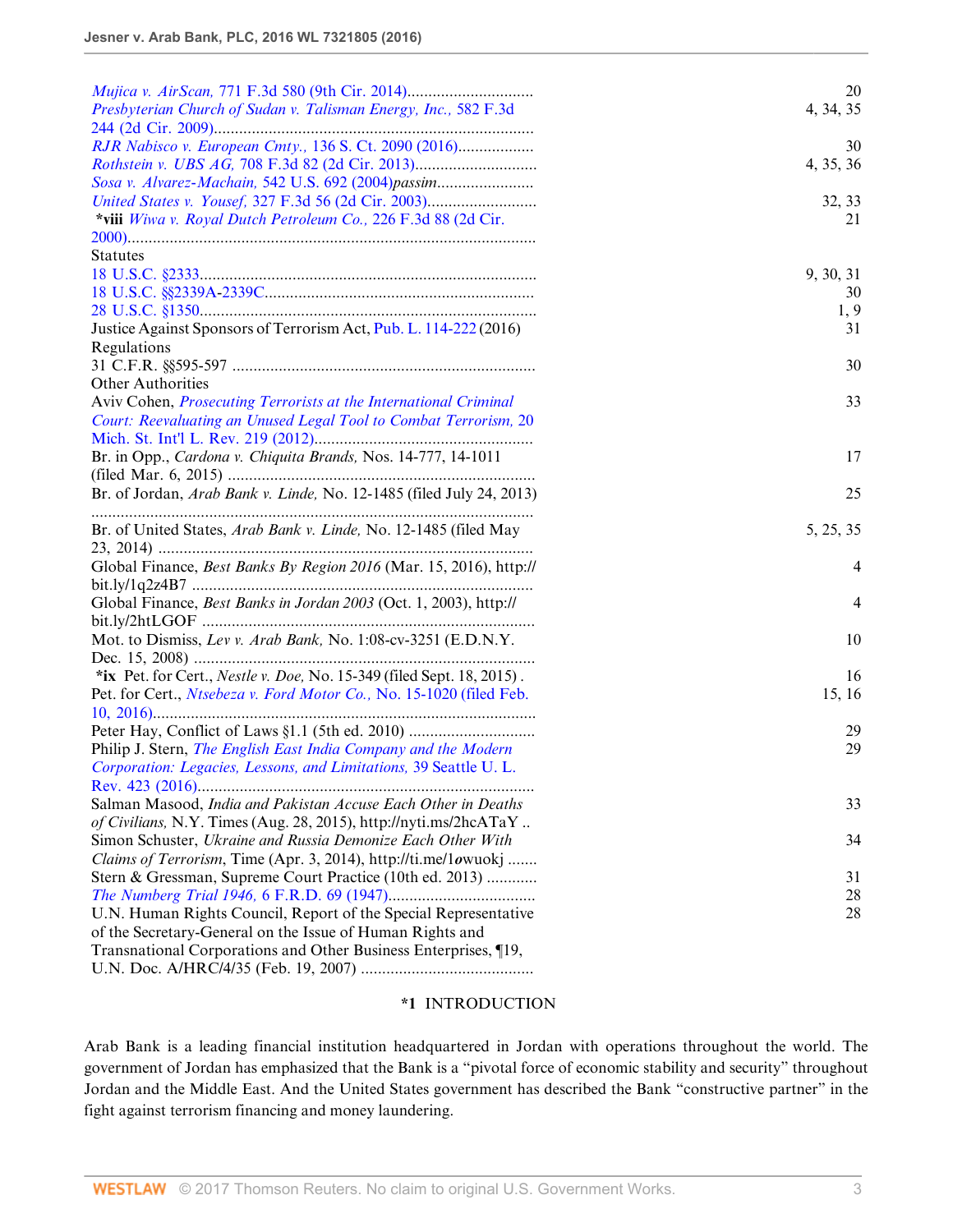| | |
|---|---|
| *Mujica v. AirScan,* 771 F.3d 580 (9th Cir. 2014) | 20 |
| *Presbyterian Church of Sudan v. Talisman Energy, Inc.,* 582 F.3d 244 (2d Cir. 2009) | 4, 34, 35 |
| *RJR Nabisco v. European Cmty.,* 136 S. Ct. 2090 (2016) | 30 |
| *Rothstein v. UBS AG,* 708 F.3d 82 (2d Cir. 2013) | 4, 35, 36 |
| *Sosa v. Alvarez-Machain,* 542 U.S. 692 (2004)*passim* | |
| *United States v. Yousef,* 327 F.3d 56 (2d Cir. 2003) | 32, 33 |
| **\*viii** *Wiwa v. Royal Dutch Petroleum Co.,* 226 F.3d 88 (2d Cir. 2000) | 21 |
| Statutes | |
| 18 U.S.C. §2333 | 9, 30, 31 |
| 18 U.S.C. §§2339A-2339C | 30 |
| 28 U.S.C. §1350 | 1, 9 |
| Justice Against Sponsors of Terrorism Act, Pub. L. 114-222 (2016) | 31 |
| Regulations | |
| 31 C.F.R. §§595-597 | 30 |
| Other Authorities | |
| Aviv Cohen, *Prosecuting Terrorists at the International Criminal Court: Reevaluating an Unused Legal Tool to Combat Terrorism,* 20 Mich. St. Int'l L. Rev. 219 (2012) | 33 |
| Br. in Opp., *Cardona v. Chiquita Brands,* Nos. 14-777, 14-1011 (filed Mar. 6, 2015) | 17 |
| Br. of Jordan, *Arab Bank v. Linde,* No. 12-1485 (filed July 24, 2013) | 25 |
| Br. of United States, *Arab Bank v. Linde,* No. 12-1485 (filed May 23, 2014) | 5, 25, 35 |
| Global Finance, *Best Banks By Region 2016* (Mar. 15, 2016), http://bit.ly/1q2z4B7 | 4 |
| Global Finance, *Best Banks in Jordan 2003* (Oct. 1, 2003), http://bit.ly/2htLGOF | 4 |
| Mot. to Dismiss, *Lev v. Arab Bank,* No. 1:08-cv-3251 (E.D.N.Y. Dec. 15, 2008) | 10 |
| **\*ix** Pet. for Cert., *Nestle v. Doe,* No. 15-349 (filed Sept. 18, 2015) | 16 |
| Pet. for Cert., *Ntsebeza v. Ford Motor Co.,* No. 15-1020 (filed Feb. 10, 2016) | 15, 16 |
| Peter Hay, Conflict of Laws §1.1 (5th ed. 2010) | 29 |
| Philip J. Stern, *The English East India Company and the Modern Corporation: Legacies, Lessons, and Limitations,* 39 Seattle U. L. Rev. 423 (2016) | 29 |
| Salman Masood, *India and Pakistan Accuse Each Other in Deaths of Civilians,* N.Y. Times (Aug. 28, 2015), http://nyti.ms/2hcATaY | 33 |
| Simon Schuster, *Ukraine and Russia Demonize Each Other With Claims of Terrorism*, Time (Apr. 3, 2014), http://ti.me/1owuokj | 34 |
| Stern & Gressman, Supreme Court Practice (10th ed. 2013) | 31 |
| *The Numberg Trial 1946,* 6 F.R.D. 69 (1947) | 28 |
| U.N. Human Rights Council, Report of the Special Representative of the Secretary-General on the Issue of Human Rights and Transnational Corporations and Other Business Enterprises, ¶19, U.N. Doc. A/HRC/4/35 (Feb. 19, 2007) | 28 |

## \*1 INTRODUCTION

Arab Bank is a leading financial institution headquartered in Jordan with operations throughout the world. The government of Jordan has emphasized that the Bank is a "pivotal force of economic stability and security" throughout Jordan and the Middle East. And the United States government has described the Bank "constructive partner" in the fight against terrorism financing and money laundering.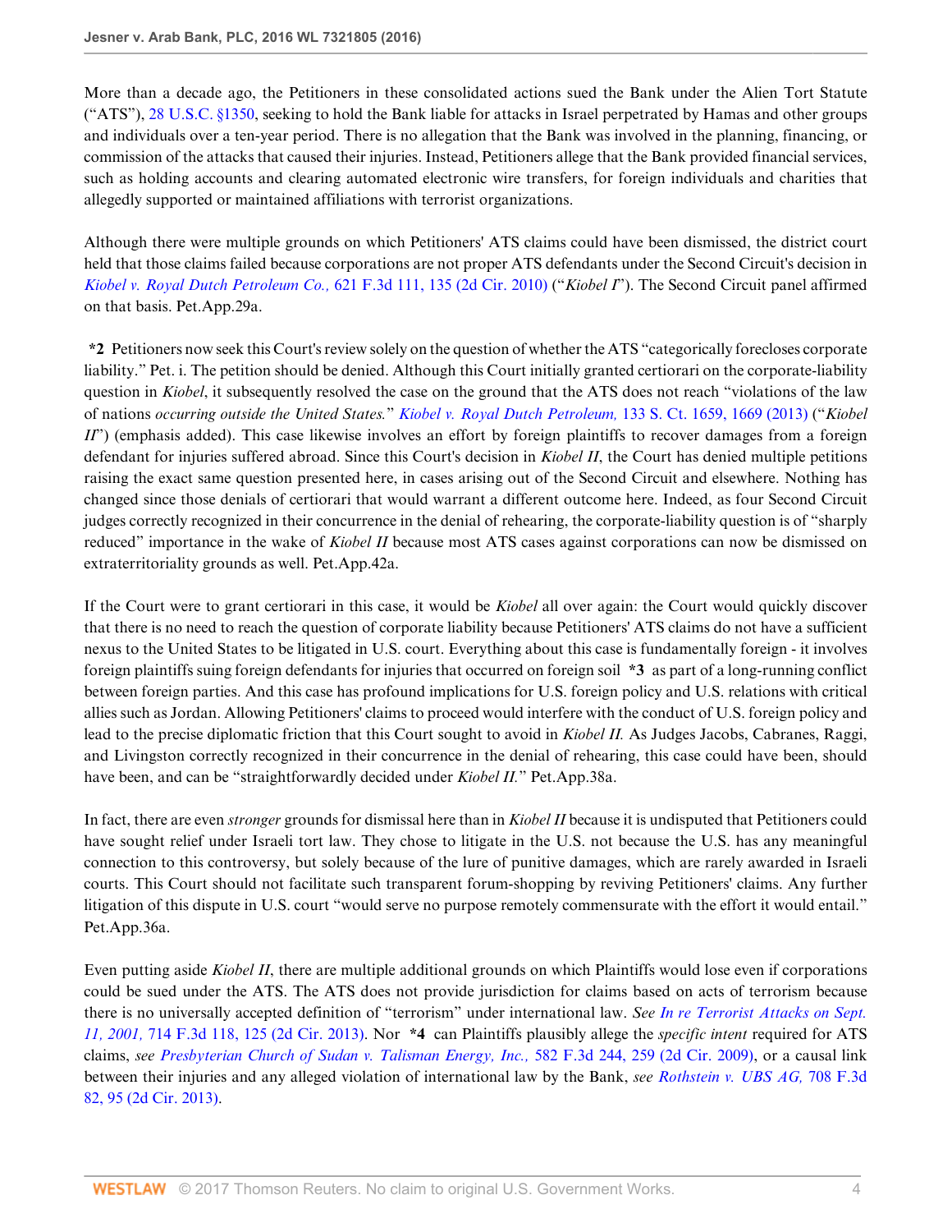More than a decade ago, the Petitioners in these consolidated actions sued the Bank under the Alien Tort Statute ("ATS"), 28 U.S.C. §1350, seeking to hold the Bank liable for attacks in Israel perpetrated by Hamas and other groups and individuals over a ten-year period. There is no allegation that the Bank was involved in the planning, financing, or commission of the attacks that caused their injuries. Instead, Petitioners allege that the Bank provided financial services, such as holding accounts and clearing automated electronic wire transfers, for foreign individuals and charities that allegedly supported or maintained affiliations with terrorist organizations.

Although there were multiple grounds on which Petitioners' ATS claims could have been dismissed, the district court held that those claims failed because corporations are not proper ATS defendants under the Second Circuit's decision in *Kiobel v. Royal Dutch Petroleum Co.,* 621 F.3d 111, 135 (2d Cir. 2010) ("*Kiobel I*"). The Second Circuit panel affirmed on that basis. Pet.App.29a.

**\*2** Petitioners now seek this Court's review solely on the question of whether the ATS "categorically forecloses corporate liability." Pet. i. The petition should be denied. Although this Court initially granted certiorari on the corporate-liability question in *Kiobel*, it subsequently resolved the case on the ground that the ATS does not reach "violations of the law of nations *occurring outside the United States.*" *Kiobel v. Royal Dutch Petroleum,* 133 S. Ct. 1659, 1669 (2013) ("*Kiobel II*") (emphasis added). This case likewise involves an effort by foreign plaintiffs to recover damages from a foreign defendant for injuries suffered abroad. Since this Court's decision in *Kiobel II*, the Court has denied multiple petitions raising the exact same question presented here, in cases arising out of the Second Circuit and elsewhere. Nothing has changed since those denials of certiorari that would warrant a different outcome here. Indeed, as four Second Circuit judges correctly recognized in their concurrence in the denial of rehearing, the corporate-liability question is of "sharply reduced" importance in the wake of *Kiobel II* because most ATS cases against corporations can now be dismissed on extraterritoriality grounds as well. Pet.App.42a.

If the Court were to grant certiorari in this case, it would be *Kiobel* all over again: the Court would quickly discover that there is no need to reach the question of corporate liability because Petitioners' ATS claims do not have a sufficient nexus to the United States to be litigated in U.S. court. Everything about this case is fundamentally foreign - it involves foreign plaintiffs suing foreign defendants for injuries that occurred on foreign soil **\*3** as part of a long-running conflict between foreign parties. And this case has profound implications for U.S. foreign policy and U.S. relations with critical allies such as Jordan. Allowing Petitioners' claims to proceed would interfere with the conduct of U.S. foreign policy and lead to the precise diplomatic friction that this Court sought to avoid in *Kiobel II.* As Judges Jacobs, Cabranes, Raggi, and Livingston correctly recognized in their concurrence in the denial of rehearing, this case could have been, should have been, and can be "straightforwardly decided under *Kiobel II.*" Pet.App.38a.

In fact, there are even *stronger* grounds for dismissal here than in *Kiobel II* because it is undisputed that Petitioners could have sought relief under Israeli tort law. They chose to litigate in the U.S. not because the U.S. has any meaningful connection to this controversy, but solely because of the lure of punitive damages, which are rarely awarded in Israeli courts. This Court should not facilitate such transparent forum-shopping by reviving Petitioners' claims. Any further litigation of this dispute in U.S. court "would serve no purpose remotely commensurate with the effort it would entail." Pet.App.36a.

Even putting aside *Kiobel II*, there are multiple additional grounds on which Plaintiffs would lose even if corporations could be sued under the ATS. The ATS does not provide jurisdiction for claims based on acts of terrorism because there is no universally accepted definition of "terrorism" under international law. *See In re Terrorist Attacks on Sept. 11, 2001,* 714 F.3d 118, 125 (2d Cir. 2013). Nor **\*4** can Plaintiffs plausibly allege the *specific intent* required for ATS claims, *see Presbyterian Church of Sudan v. Talisman Energy, Inc.,* 582 F.3d 244, 259 (2d Cir. 2009), or a causal link between their injuries and any alleged violation of international law by the Bank, *see Rothstein v. UBS AG,* 708 F.3d 82, 95 (2d Cir. 2013).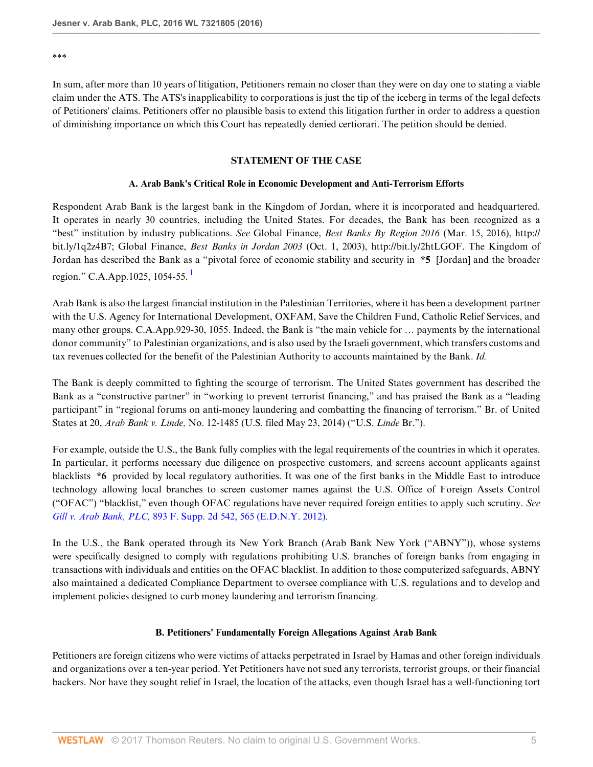***

In sum, after more than 10 years of litigation, Petitioners remain no closer than they were on day one to stating a viable claim under the ATS. The ATS's inapplicability to corporations is just the tip of the iceberg in terms of the legal defects of Petitioners' claims. Petitioners offer no plausible basis to extend this litigation further in order to address a question of diminishing importance on which this Court has repeatedly denied certiorari. The petition should be denied.

## STATEMENT OF THE CASE

### A. Arab Bank's Critical Role in Economic Development and Anti-Terrorism Efforts

Respondent Arab Bank is the largest bank in the Kingdom of Jordan, where it is incorporated and headquartered. It operates in nearly 30 countries, including the United States. For decades, the Bank has been recognized as a "best" institution by industry publications. *See* Global Finance, *Best Banks By Region 2016* (Mar. 15, 2016), http://bit.ly/1q2z4B7; Global Finance, *Best Banks in Jordan 2003* (Oct. 1, 2003), http://bit.ly/2htLGOF. The Kingdom of Jordan has described the Bank as a "pivotal force of economic stability and security in **\*5** [Jordan] and the broader region." C.A.App.1025, 1054-55. [1]

Arab Bank is also the largest financial institution in the Palestinian Territories, where it has been a development partner with the U.S. Agency for International Development, OXFAM, Save the Children Fund, Catholic Relief Services, and many other groups. C.A.App.929-30, 1055. Indeed, the Bank is "the main vehicle for ... payments by the international donor community" to Palestinian organizations, and is also used by the Israeli government, which transfers customs and tax revenues collected for the benefit of the Palestinian Authority to accounts maintained by the Bank. *Id.*

The Bank is deeply committed to fighting the scourge of terrorism. The United States government has described the Bank as a "constructive partner" in "working to prevent terrorist financing," and has praised the Bank as a "leading participant" in "regional forums on anti-money laundering and combatting the financing of terrorism." Br. of United States at 20, *Arab Bank v. Linde,* No. 12-1485 (U.S. filed May 23, 2014) ("U.S. *Linde* Br.").

For example, outside the U.S., the Bank fully complies with the legal requirements of the countries in which it operates. In particular, it performs necessary due diligence on prospective customers, and screens account applicants against blacklists **\*6** provided by local regulatory authorities. It was one of the first banks in the Middle East to introduce technology allowing local branches to screen customer names against the U.S. Office of Foreign Assets Control ("OFAC") "blacklist," even though OFAC regulations have never required foreign entities to apply such scrutiny. *See Gill v. Arab Bank, PLC,* 893 F. Supp. 2d 542, 565 (E.D.N.Y. 2012).

In the U.S., the Bank operated through its New York Branch (Arab Bank New York ("ABNY")), whose systems were specifically designed to comply with regulations prohibiting U.S. branches of foreign banks from engaging in transactions with individuals and entities on the OFAC blacklist. In addition to those computerized safeguards, ABNY also maintained a dedicated Compliance Department to oversee compliance with U.S. regulations and to develop and implement policies designed to curb money laundering and terrorism financing.

### B. Petitioners' Fundamentally Foreign Allegations Against Arab Bank

Petitioners are foreign citizens who were victims of attacks perpetrated in Israel by Hamas and other foreign individuals and organizations over a ten-year period. Yet Petitioners have not sued any terrorists, terrorist groups, or their financial backers. Nor have they sought relief in Israel, the location of the attacks, even though Israel has a well-functioning tort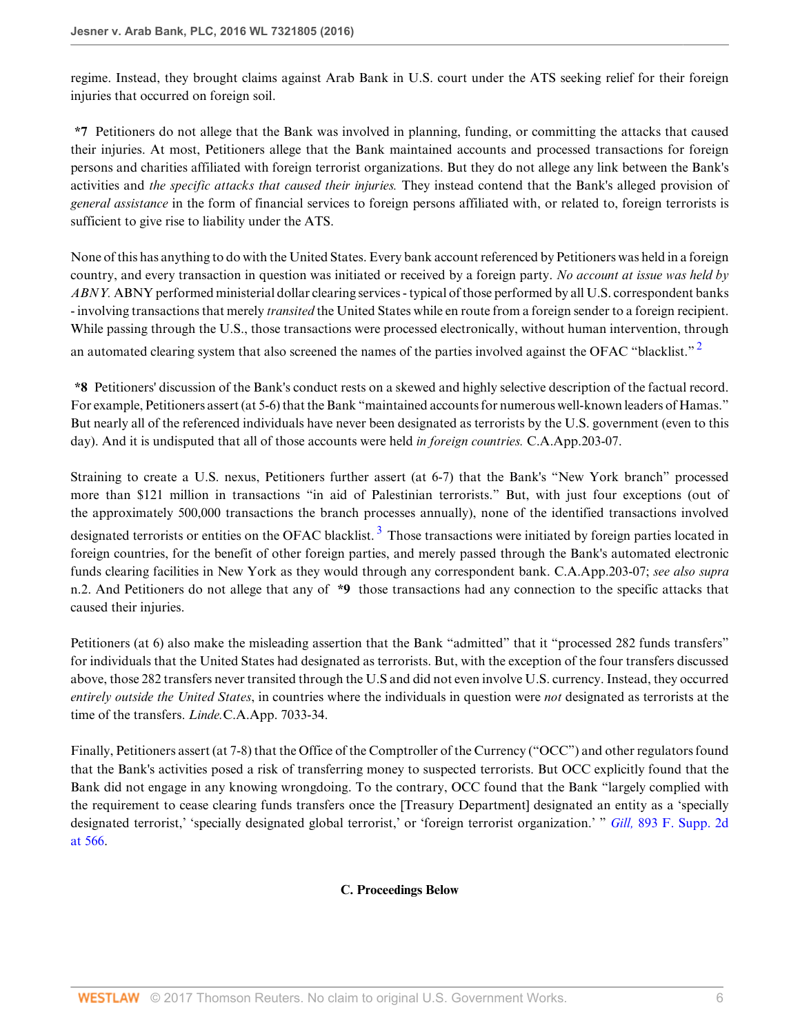regime. Instead, they brought claims against Arab Bank in U.S. court under the ATS seeking relief for their foreign injuries that occurred on foreign soil.

**\*7** Petitioners do not allege that the Bank was involved in planning, funding, or committing the attacks that caused their injuries. At most, Petitioners allege that the Bank maintained accounts and processed transactions for foreign persons and charities affiliated with foreign terrorist organizations. But they do not allege any link between the Bank's activities and *the specific attacks that caused their injuries.* They instead contend that the Bank's alleged provision of *general assistance* in the form of financial services to foreign persons affiliated with, or related to, foreign terrorists is sufficient to give rise to liability under the ATS.

None of this has anything to do with the United States. Every bank account referenced by Petitioners was held in a foreign country, and every transaction in question was initiated or received by a foreign party. *No account at issue was held by ABNY.* ABNY performed ministerial dollar clearing services - typical of those performed by all U.S. correspondent banks - involving transactions that merely *transited* the United States while en route from a foreign sender to a foreign recipient. While passing through the U.S., those transactions were processed electronically, without human intervention, through an automated clearing system that also screened the names of the parties involved against the OFAC "blacklist." [2]

**\*8** Petitioners' discussion of the Bank's conduct rests on a skewed and highly selective description of the factual record. For example, Petitioners assert (at 5-6) that the Bank "maintained accounts for numerous well-known leaders of Hamas." But nearly all of the referenced individuals have never been designated as terrorists by the U.S. government (even to this day). And it is undisputed that all of those accounts were held *in foreign countries.* C.A.App.203-07.

Straining to create a U.S. nexus, Petitioners further assert (at 6-7) that the Bank's "New York branch" processed more than $121 million in transactions "in aid of Palestinian terrorists." But, with just four exceptions (out of the approximately 500,000 transactions the branch processes annually), none of the identified transactions involved designated terrorists or entities on the OFAC blacklist. [3] Those transactions were initiated by foreign parties located in foreign countries, for the benefit of other foreign parties, and merely passed through the Bank's automated electronic funds clearing facilities in New York as they would through any correspondent bank. C.A.App.203-07; *see also supra* n.2. And Petitioners do not allege that any of **\*9** those transactions had any connection to the specific attacks that caused their injuries.

Petitioners (at 6) also make the misleading assertion that the Bank "admitted" that it "processed 282 funds transfers" for individuals that the United States had designated as terrorists. But, with the exception of the four transfers discussed above, those 282 transfers never transited through the U.S and did not even involve U.S. currency. Instead, they occurred *entirely outside the United States*, in countries where the individuals in question were *not* designated as terrorists at the time of the transfers. *Linde.*C.A.App. 7033-34.

Finally, Petitioners assert (at 7-8) that the Office of the Comptroller of the Currency ("OCC") and other regulators found that the Bank's activities posed a risk of transferring money to suspected terrorists. But OCC explicitly found that the Bank did not engage in any knowing wrongdoing. To the contrary, OCC found that the Bank "largely complied with the requirement to cease clearing funds transfers once the [Treasury Department] designated an entity as a 'specially designated terrorist,' 'specially designated global terrorist,' or 'foreign terrorist organization.' " *Gill,* 893 F. Supp. 2d at 566.

### C. Proceedings Below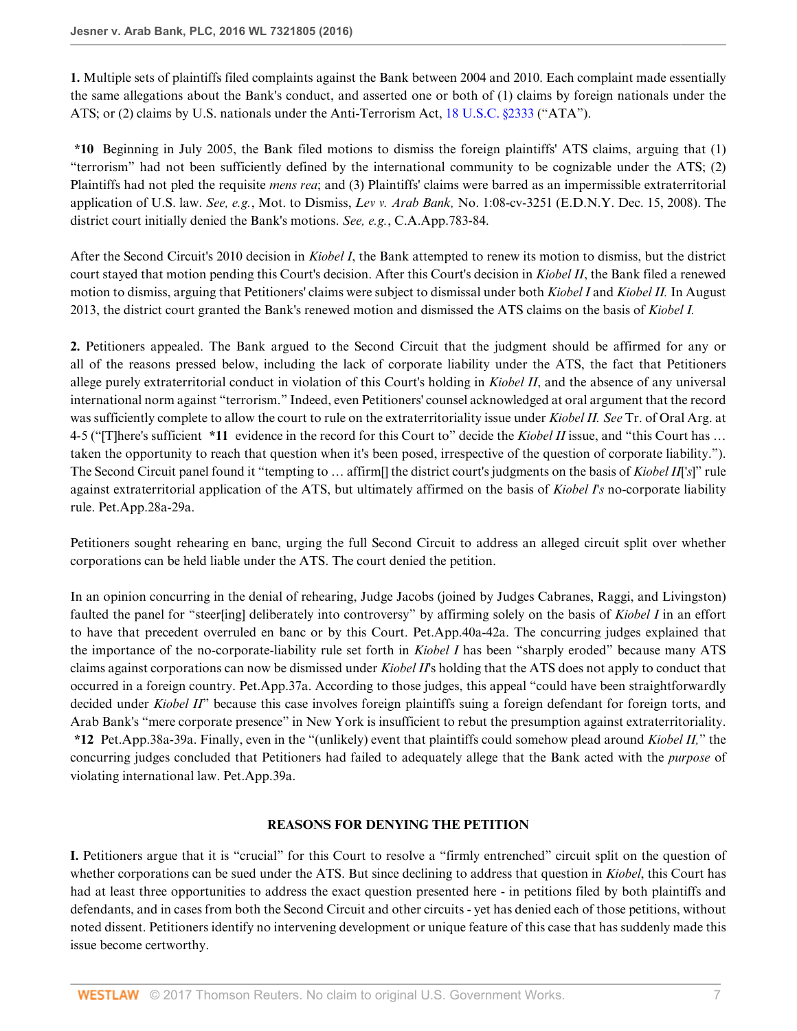**1.** Multiple sets of plaintiffs filed complaints against the Bank between 2004 and 2010. Each complaint made essentially the same allegations about the Bank's conduct, and asserted one or both of (1) claims by foreign nationals under the ATS; or (2) claims by U.S. nationals under the Anti-Terrorism Act, 18 U.S.C. §2333 ("ATA").

**\*10** Beginning in July 2005, the Bank filed motions to dismiss the foreign plaintiffs' ATS claims, arguing that (1) "terrorism" had not been sufficiently defined by the international community to be cognizable under the ATS; (2) Plaintiffs had not pled the requisite *mens rea*; and (3) Plaintiffs' claims were barred as an impermissible extraterritorial application of U.S. law. *See, e.g.*, Mot. to Dismiss, *Lev v. Arab Bank,* No. 1:08-cv-3251 (E.D.N.Y. Dec. 15, 2008). The district court initially denied the Bank's motions. *See, e.g.*, C.A.App.783-84.

After the Second Circuit's 2010 decision in *Kiobel I*, the Bank attempted to renew its motion to dismiss, but the district court stayed that motion pending this Court's decision. After this Court's decision in *Kiobel II*, the Bank filed a renewed motion to dismiss, arguing that Petitioners' claims were subject to dismissal under both *Kiobel I* and *Kiobel II.* In August 2013, the district court granted the Bank's renewed motion and dismissed the ATS claims on the basis of *Kiobel I.*

**2.** Petitioners appealed. The Bank argued to the Second Circuit that the judgment should be affirmed for any or all of the reasons pressed below, including the lack of corporate liability under the ATS, the fact that Petitioners allege purely extraterritorial conduct in violation of this Court's holding in *Kiobel II*, and the absence of any universal international norm against "terrorism." Indeed, even Petitioners' counsel acknowledged at oral argument that the record was sufficiently complete to allow the court to rule on the extraterritoriality issue under *Kiobel II. See* Tr. of Oral Arg. at 4-5 ("[T]here's sufficient **\*11** evidence in the record for this Court to" decide the *Kiobel II* issue, and "this Court has … taken the opportunity to reach that question when it's been posed, irrespective of the question of corporate liability."). The Second Circuit panel found it "tempting to … affirm[] the district court's judgments on the basis of *Kiobel II*['*s*]" rule against extraterritorial application of the ATS, but ultimately affirmed on the basis of *Kiobel I's* no-corporate liability rule. Pet.App.28a-29a.

Petitioners sought rehearing en banc, urging the full Second Circuit to address an alleged circuit split over whether corporations can be held liable under the ATS. The court denied the petition.

In an opinion concurring in the denial of rehearing, Judge Jacobs (joined by Judges Cabranes, Raggi, and Livingston) faulted the panel for "steer[ing] deliberately into controversy" by affirming solely on the basis of *Kiobel I* in an effort to have that precedent overruled en banc or by this Court. Pet.App.40a-42a. The concurring judges explained that the importance of the no-corporate-liability rule set forth in *Kiobel I* has been "sharply eroded" because many ATS claims against corporations can now be dismissed under *Kiobel II*'s holding that the ATS does not apply to conduct that occurred in a foreign country. Pet.App.37a. According to those judges, this appeal "could have been straightforwardly decided under *Kiobel II*" because this case involves foreign plaintiffs suing a foreign defendant for foreign torts, and Arab Bank's "mere corporate presence" in New York is insufficient to rebut the presumption against extraterritoriality. **\*12** Pet.App.38a-39a. Finally, even in the "(unlikely) event that plaintiffs could somehow plead around *Kiobel II,*" the concurring judges concluded that Petitioners had failed to adequately allege that the Bank acted with the *purpose* of violating international law. Pet.App.39a.

## REASONS FOR DENYING THE PETITION

**I.** Petitioners argue that it is "crucial" for this Court to resolve a "firmly entrenched" circuit split on the question of whether corporations can be sued under the ATS. But since declining to address that question in *Kiobel*, this Court has had at least three opportunities to address the exact question presented here - in petitions filed by both plaintiffs and defendants, and in cases from both the Second Circuit and other circuits - yet has denied each of those petitions, without noted dissent. Petitioners identify no intervening development or unique feature of this case that has suddenly made this issue become certworthy.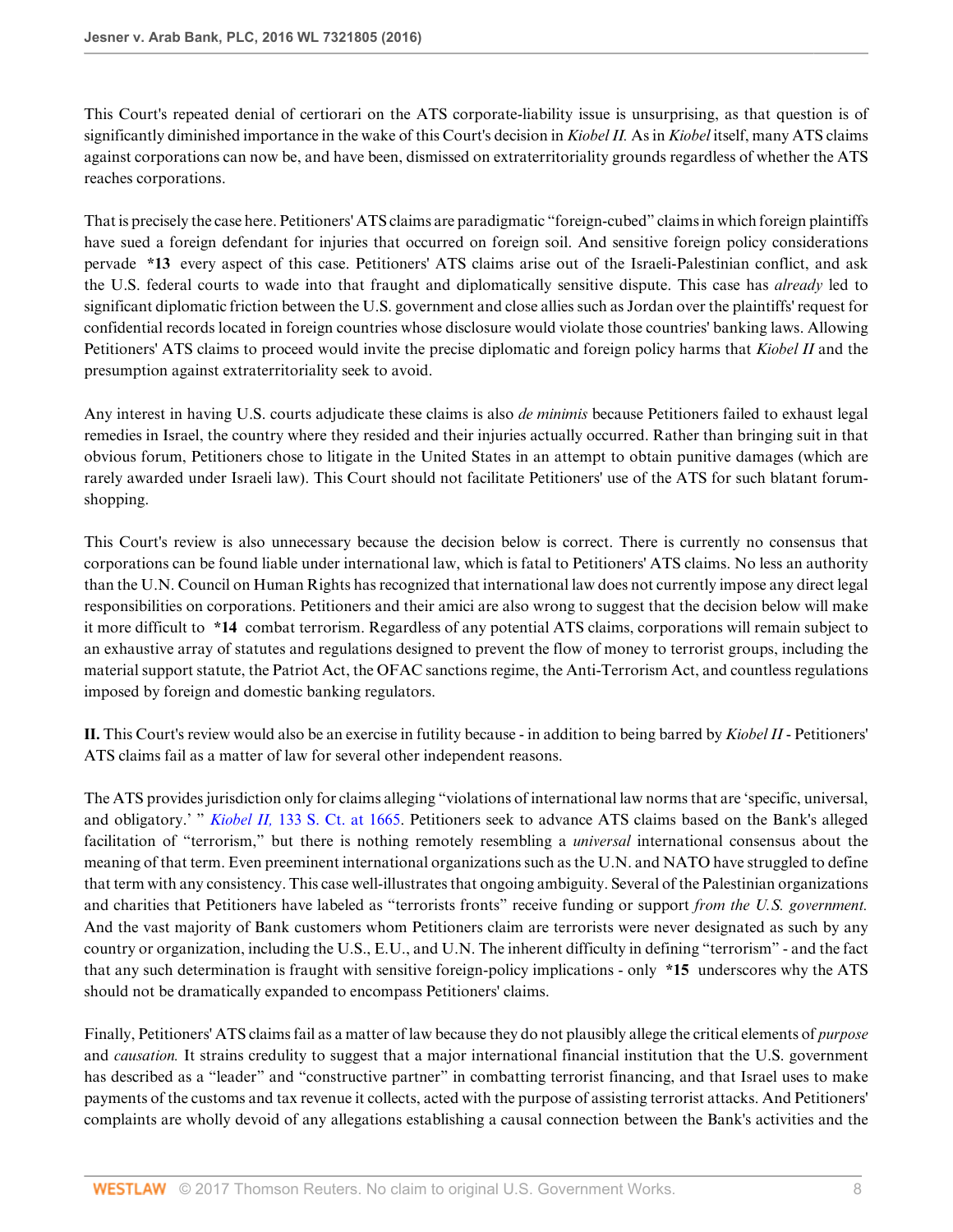This Court's repeated denial of certiorari on the ATS corporate-liability issue is unsurprising, as that question is of significantly diminished importance in the wake of this Court's decision in *Kiobel II.* As in *Kiobel* itself, many ATS claims against corporations can now be, and have been, dismissed on extraterritoriality grounds regardless of whether the ATS reaches corporations.

That is precisely the case here. Petitioners' ATS claims are paradigmatic "foreign-cubed" claims in which foreign plaintiffs have sued a foreign defendant for injuries that occurred on foreign soil. And sensitive foreign policy considerations pervade **\*13** every aspect of this case. Petitioners' ATS claims arise out of the Israeli-Palestinian conflict, and ask the U.S. federal courts to wade into that fraught and diplomatically sensitive dispute. This case has *already* led to significant diplomatic friction between the U.S. government and close allies such as Jordan over the plaintiffs' request for confidential records located in foreign countries whose disclosure would violate those countries' banking laws. Allowing Petitioners' ATS claims to proceed would invite the precise diplomatic and foreign policy harms that *Kiobel II* and the presumption against extraterritoriality seek to avoid.

Any interest in having U.S. courts adjudicate these claims is also *de minimis* because Petitioners failed to exhaust legal remedies in Israel, the country where they resided and their injuries actually occurred. Rather than bringing suit in that obvious forum, Petitioners chose to litigate in the United States in an attempt to obtain punitive damages (which are rarely awarded under Israeli law). This Court should not facilitate Petitioners' use of the ATS for such blatant forum-shopping.

This Court's review is also unnecessary because the decision below is correct. There is currently no consensus that corporations can be found liable under international law, which is fatal to Petitioners' ATS claims. No less an authority than the U.N. Council on Human Rights has recognized that international law does not currently impose any direct legal responsibilities on corporations. Petitioners and their amici are also wrong to suggest that the decision below will make it more difficult to **\*14** combat terrorism. Regardless of any potential ATS claims, corporations will remain subject to an exhaustive array of statutes and regulations designed to prevent the flow of money to terrorist groups, including the material support statute, the Patriot Act, the OFAC sanctions regime, the Anti-Terrorism Act, and countless regulations imposed by foreign and domestic banking regulators.

**II.** This Court's review would also be an exercise in futility because - in addition to being barred by *Kiobel II* - Petitioners' ATS claims fail as a matter of law for several other independent reasons.

The ATS provides jurisdiction only for claims alleging "violations of international law norms that are 'specific, universal, and obligatory.' " *Kiobel II,* 133 S. Ct. at 1665. Petitioners seek to advance ATS claims based on the Bank's alleged facilitation of "terrorism," but there is nothing remotely resembling a *universal* international consensus about the meaning of that term. Even preeminent international organizations such as the U.N. and NATO have struggled to define that term with any consistency. This case well-illustrates that ongoing ambiguity. Several of the Palestinian organizations and charities that Petitioners have labeled as "terrorists fronts" receive funding or support *from the U.S. government.* And the vast majority of Bank customers whom Petitioners claim are terrorists were never designated as such by any country or organization, including the U.S., E.U., and U.N. The inherent difficulty in defining "terrorism" - and the fact that any such determination is fraught with sensitive foreign-policy implications - only **\*15** underscores why the ATS should not be dramatically expanded to encompass Petitioners' claims.

Finally, Petitioners' ATS claims fail as a matter of law because they do not plausibly allege the critical elements of *purpose* and *causation.* It strains credulity to suggest that a major international financial institution that the U.S. government has described as a "leader" and "constructive partner" in combatting terrorist financing, and that Israel uses to make payments of the customs and tax revenue it collects, acted with the purpose of assisting terrorist attacks. And Petitioners' complaints are wholly devoid of any allegations establishing a causal connection between the Bank's activities and the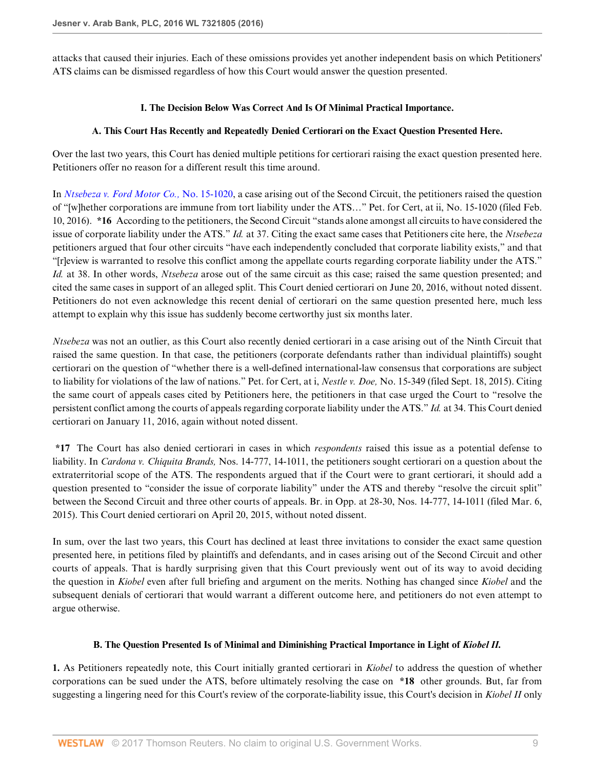attacks that caused their injuries. Each of these omissions provides yet another independent basis on which Petitioners' ATS claims can be dismissed regardless of how this Court would answer the question presented.

### I. The Decision Below Was Correct And Is Of Minimal Practical Importance.

#### A. This Court Has Recently and Repeatedly Denied Certiorari on the Exact Question Presented Here.

Over the last two years, this Court has denied multiple petitions for certiorari raising the exact question presented here. Petitioners offer no reason for a different result this time around.

In *Ntsebeza v. Ford Motor Co.,* No. 15-1020, a case arising out of the Second Circuit, the petitioners raised the question of "[w]hether corporations are immune from tort liability under the ATS…" Pet. for Cert, at ii, No. 15-1020 (filed Feb. 10, 2016). **\*16** According to the petitioners, the Second Circuit "stands alone amongst all circuits to have considered the issue of corporate liability under the ATS." *Id.* at 37. Citing the exact same cases that Petitioners cite here, the *Ntsebeza* petitioners argued that four other circuits "have each independently concluded that corporate liability exists," and that "[r]eview is warranted to resolve this conflict among the appellate courts regarding corporate liability under the ATS." *Id.* at 38. In other words, *Ntsebeza* arose out of the same circuit as this case; raised the same question presented; and cited the same cases in support of an alleged split. This Court denied certiorari on June 20, 2016, without noted dissent. Petitioners do not even acknowledge this recent denial of certiorari on the same question presented here, much less attempt to explain why this issue has suddenly become certworthy just six months later.

*Ntsebeza* was not an outlier, as this Court also recently denied certiorari in a case arising out of the Ninth Circuit that raised the same question. In that case, the petitioners (corporate defendants rather than individual plaintiffs) sought certiorari on the question of "whether there is a well-defined international-law consensus that corporations are subject to liability for violations of the law of nations." Pet. for Cert, at i, *Nestle v. Doe,* No. 15-349 (filed Sept. 18, 2015). Citing the same court of appeals cases cited by Petitioners here, the petitioners in that case urged the Court to "resolve the persistent conflict among the courts of appeals regarding corporate liability under the ATS." *Id.* at 34. This Court denied certiorari on January 11, 2016, again without noted dissent.

**\*17** The Court has also denied certiorari in cases in which *respondents* raised this issue as a potential defense to liability. In *Cardona v. Chiquita Brands,* Nos. 14-777, 14-1011, the petitioners sought certiorari on a question about the extraterritorial scope of the ATS. The respondents argued that if the Court were to grant certiorari, it should add a question presented to "consider the issue of corporate liability" under the ATS and thereby "resolve the circuit split" between the Second Circuit and three other courts of appeals. Br. in Opp. at 28-30, Nos. 14-777, 14-1011 (filed Mar. 6, 2015). This Court denied certiorari on April 20, 2015, without noted dissent.

In sum, over the last two years, this Court has declined at least three invitations to consider the exact same question presented here, in petitions filed by plaintiffs and defendants, and in cases arising out of the Second Circuit and other courts of appeals. That is hardly surprising given that this Court previously went out of its way to avoid deciding the question in *Kiobel* even after full briefing and argument on the merits. Nothing has changed since *Kiobel* and the subsequent denials of certiorari that would warrant a different outcome here, and petitioners do not even attempt to argue otherwise.

#### B. The Question Presented Is of Minimal and Diminishing Practical Importance in Light of *Kiobel II*.

**1.** As Petitioners repeatedly note, this Court initially granted certiorari in *Kiobel* to address the question of whether corporations can be sued under the ATS, before ultimately resolving the case on **\*18** other grounds. But, far from suggesting a lingering need for this Court's review of the corporate-liability issue, this Court's decision in *Kiobel II* only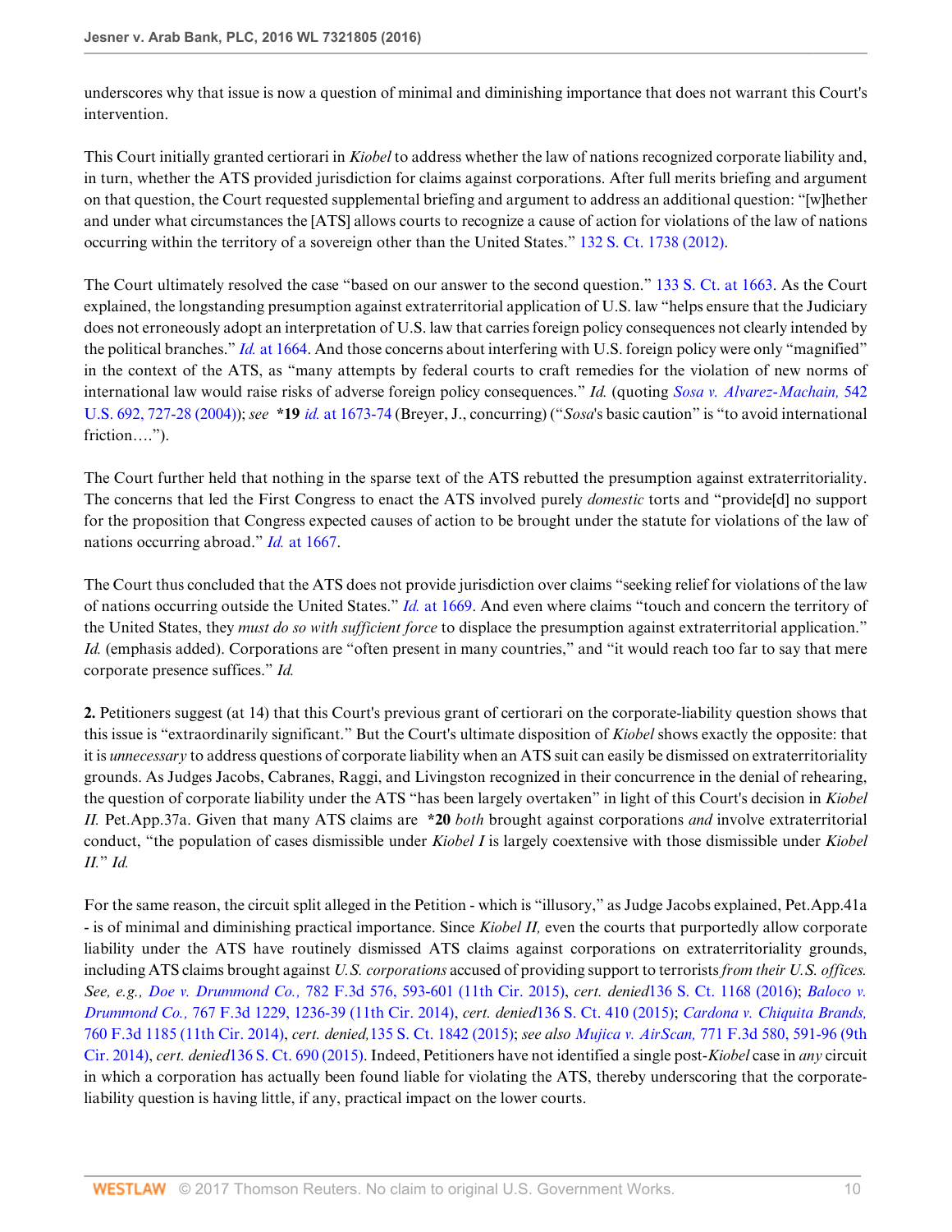underscores why that issue is now a question of minimal and diminishing importance that does not warrant this Court's intervention.

This Court initially granted certiorari in *Kiobel* to address whether the law of nations recognized corporate liability and, in turn, whether the ATS provided jurisdiction for claims against corporations. After full merits briefing and argument on that question, the Court requested supplemental briefing and argument to address an additional question: "[w]hether and under what circumstances the [ATS] allows courts to recognize a cause of action for violations of the law of nations occurring within the territory of a sovereign other than the United States." 132 S. Ct. 1738 (2012).

The Court ultimately resolved the case "based on our answer to the second question." 133 S. Ct. at 1663. As the Court explained, the longstanding presumption against extraterritorial application of U.S. law "helps ensure that the Judiciary does not erroneously adopt an interpretation of U.S. law that carries foreign policy consequences not clearly intended by the political branches." *Id.* at 1664. And those concerns about interfering with U.S. foreign policy were only "magnified" in the context of the ATS, as "many attempts by federal courts to craft remedies for the violation of new norms of international law would raise risks of adverse foreign policy consequences." *Id.* (quoting *Sosa v. Alvarez-Machain,* 542 U.S. 692, 727-28 (2004)); *see* **\*19** *id.* at 1673-74 (Breyer, J., concurring) ("*Sosa*'s basic caution" is "to avoid international friction….").

The Court further held that nothing in the sparse text of the ATS rebutted the presumption against extraterritoriality. The concerns that led the First Congress to enact the ATS involved purely *domestic* torts and "provide[d] no support for the proposition that Congress expected causes of action to be brought under the statute for violations of the law of nations occurring abroad." *Id.* at 1667.

The Court thus concluded that the ATS does not provide jurisdiction over claims "seeking relief for violations of the law of nations occurring outside the United States." *Id.* at 1669. And even where claims "touch and concern the territory of the United States, they *must do so with sufficient force* to displace the presumption against extraterritorial application." *Id.* (emphasis added). Corporations are "often present in many countries," and "it would reach too far to say that mere corporate presence suffices." *Id.*

**2.** Petitioners suggest (at 14) that this Court's previous grant of certiorari on the corporate-liability question shows that this issue is "extraordinarily significant." But the Court's ultimate disposition of *Kiobel* shows exactly the opposite: that it is *unnecessary* to address questions of corporate liability when an ATS suit can easily be dismissed on extraterritoriality grounds. As Judges Jacobs, Cabranes, Raggi, and Livingston recognized in their concurrence in the denial of rehearing, the question of corporate liability under the ATS "has been largely overtaken" in light of this Court's decision in *Kiobel II.* Pet.App.37a. Given that many ATS claims are **\*20** *both* brought against corporations *and* involve extraterritorial conduct, "the population of cases dismissible under *Kiobel I* is largely coextensive with those dismissible under *Kiobel II.*" *Id.*

For the same reason, the circuit split alleged in the Petition - which is "illusory," as Judge Jacobs explained, Pet.App.41a - is of minimal and diminishing practical importance. Since *Kiobel II,* even the courts that purportedly allow corporate liability under the ATS have routinely dismissed ATS claims against corporations on extraterritoriality grounds, including ATS claims brought against *U.S. corporations* accused of providing support to terrorists *from their U.S. offices. See, e.g., Doe v. Drummond Co.,* 782 F.3d 576, 593-601 (11th Cir. 2015), *cert. denied* 136 S. Ct. 1168 (2016); *Baloco v. Drummond Co.,* 767 F.3d 1229, 1236-39 (11th Cir. 2014), *cert. denied* 136 S. Ct. 410 (2015); *Cardona v. Chiquita Brands,* 760 F.3d 1185 (11th Cir. 2014), *cert. denied,* 135 S. Ct. 1842 (2015); *see also Mujica v. AirScan,* 771 F.3d 580, 591-96 (9th Cir. 2014), *cert. denied* 136 S. Ct. 690 (2015). Indeed, Petitioners have not identified a single post-*Kiobel* case in *any* circuit in which a corporation has actually been found liable for violating the ATS, thereby underscoring that the corporate-liability question is having little, if any, practical impact on the lower courts.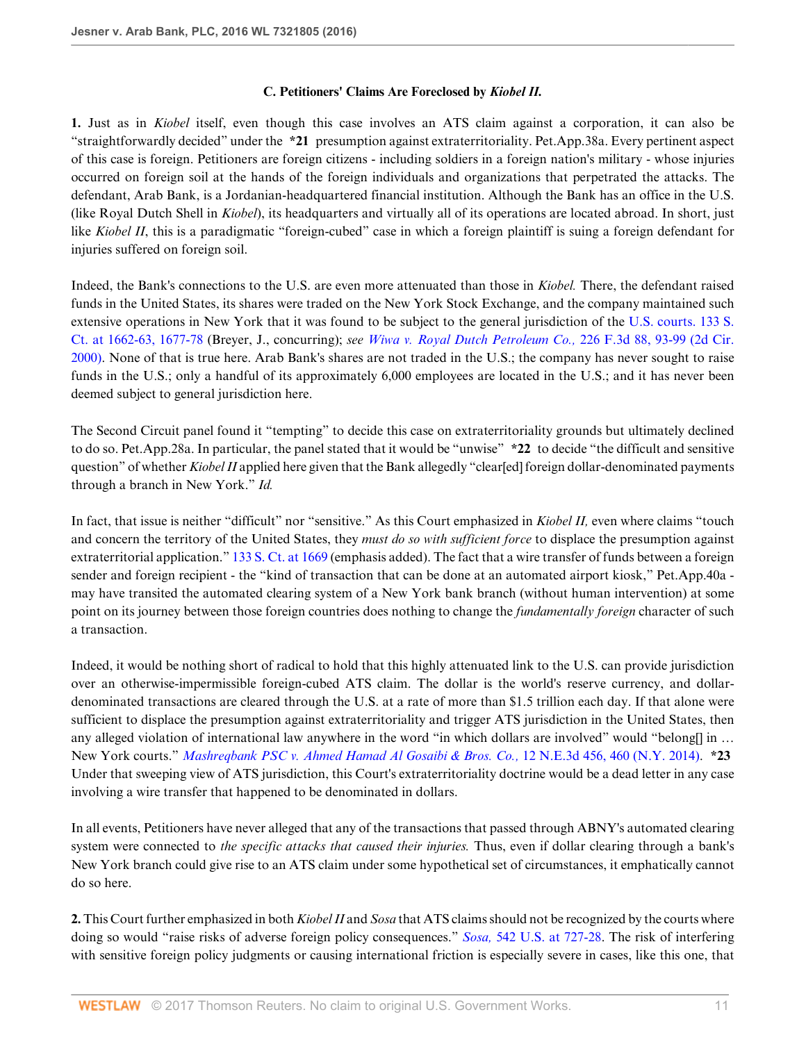### C. Petitioners' Claims Are Foreclosed by *Kiobel II.*

**1.** Just as in *Kiobel* itself, even though this case involves an ATS claim against a corporation, it can also be "straightforwardly decided" under the **\*21** presumption against extraterritoriality. Pet.App.38a. Every pertinent aspect of this case is foreign. Petitioners are foreign citizens - including soldiers in a foreign nation's military - whose injuries occurred on foreign soil at the hands of the foreign individuals and organizations that perpetrated the attacks. The defendant, Arab Bank, is a Jordanian-headquartered financial institution. Although the Bank has an office in the U.S. (like Royal Dutch Shell in *Kiobel*), its headquarters and virtually all of its operations are located abroad. In short, just like *Kiobel II*, this is a paradigmatic "foreign-cubed" case in which a foreign plaintiff is suing a foreign defendant for injuries suffered on foreign soil.

Indeed, the Bank's connections to the U.S. are even more attenuated than those in *Kiobel.* There, the defendant raised funds in the United States, its shares were traded on the New York Stock Exchange, and the company maintained such extensive operations in New York that it was found to be subject to the general jurisdiction of the U.S. courts. 133 S. Ct. at 1662-63, 1677-78 (Breyer, J., concurring); *see Wiwa v. Royal Dutch Petroleum Co.,* 226 F.3d 88, 93-99 (2d Cir. 2000). None of that is true here. Arab Bank's shares are not traded in the U.S.; the company has never sought to raise funds in the U.S.; only a handful of its approximately 6,000 employees are located in the U.S.; and it has never been deemed subject to general jurisdiction here.

The Second Circuit panel found it "tempting" to decide this case on extraterritoriality grounds but ultimately declined to do so. Pet.App.28a. In particular, the panel stated that it would be "unwise" **\*22** to decide "the difficult and sensitive question" of whether *Kiobel II* applied here given that the Bank allegedly "clear[ed] foreign dollar-denominated payments through a branch in New York." *Id.*

In fact, that issue is neither "difficult" nor "sensitive." As this Court emphasized in *Kiobel II,* even where claims "touch and concern the territory of the United States, they *must do so with sufficient force* to displace the presumption against extraterritorial application." 133 S. Ct. at 1669 (emphasis added). The fact that a wire transfer of funds between a foreign sender and foreign recipient - the "kind of transaction that can be done at an automated airport kiosk," Pet.App.40a - may have transited the automated clearing system of a New York bank branch (without human intervention) at some point on its journey between those foreign countries does nothing to change the *fundamentally foreign* character of such a transaction.

Indeed, it would be nothing short of radical to hold that this highly attenuated link to the U.S. can provide jurisdiction over an otherwise-impermissible foreign-cubed ATS claim. The dollar is the world's reserve currency, and dollar-denominated transactions are cleared through the U.S. at a rate of more than $1.5 trillion each day. If that alone were sufficient to displace the presumption against extraterritoriality and trigger ATS jurisdiction in the United States, then any alleged violation of international law anywhere in the word "in which dollars are involved" would "belong[] in … New York courts." *Mashreqbank PSC v. Ahmed Hamad Al Gosaibi & Bros. Co.,* 12 N.E.3d 456, 460 (N.Y. 2014). **\*23** Under that sweeping view of ATS jurisdiction, this Court's extraterritoriality doctrine would be a dead letter in any case involving a wire transfer that happened to be denominated in dollars.

In all events, Petitioners have never alleged that any of the transactions that passed through ABNY's automated clearing system were connected to *the specific attacks that caused their injuries.* Thus, even if dollar clearing through a bank's New York branch could give rise to an ATS claim under some hypothetical set of circumstances, it emphatically cannot do so here.

**2.** This Court further emphasized in both *Kiobel II* and *Sosa* that ATS claims should not be recognized by the courts where doing so would "raise risks of adverse foreign policy consequences." *Sosa,* 542 U.S. at 727-28. The risk of interfering with sensitive foreign policy judgments or causing international friction is especially severe in cases, like this one, that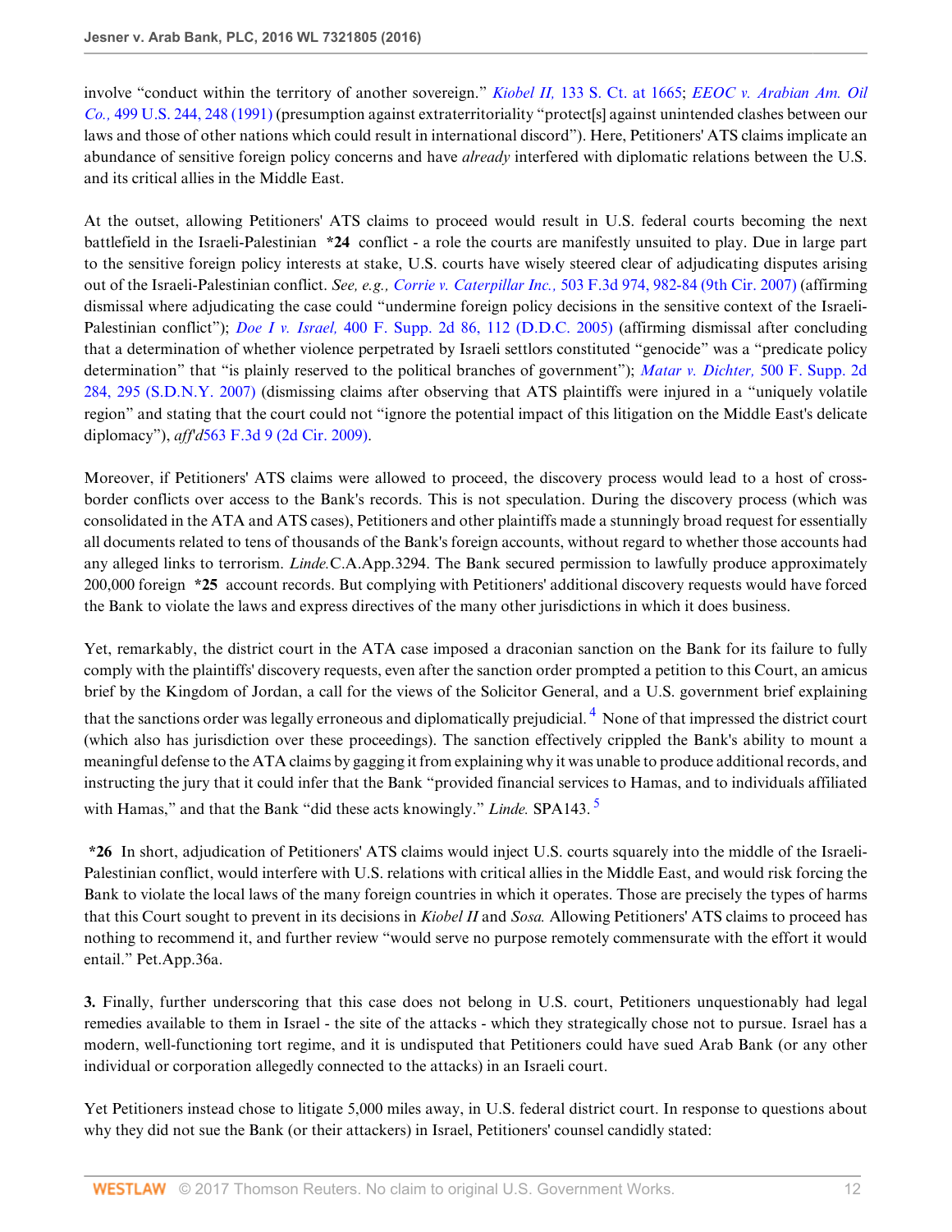involve "conduct within the territory of another sovereign." *Kiobel II,* 133 S. Ct. at 1665; *EEOC v. Arabian Am. Oil Co.,* 499 U.S. 244, 248 (1991) (presumption against extraterritoriality "protect[s] against unintended clashes between our laws and those of other nations which could result in international discord"). Here, Petitioners' ATS claims implicate an abundance of sensitive foreign policy concerns and have *already* interfered with diplomatic relations between the U.S. and its critical allies in the Middle East.

At the outset, allowing Petitioners' ATS claims to proceed would result in U.S. federal courts becoming the next battlefield in the Israeli-Palestinian **\*24** conflict - a role the courts are manifestly unsuited to play. Due in large part to the sensitive foreign policy interests at stake, U.S. courts have wisely steered clear of adjudicating disputes arising out of the Israeli-Palestinian conflict. *See, e.g., Corrie v. Caterpillar Inc.,* 503 F.3d 974, 982-84 (9th Cir. 2007) (affirming dismissal where adjudicating the case could "undermine foreign policy decisions in the sensitive context of the Israeli-Palestinian conflict"); *Doe I v. Israel,* 400 F. Supp. 2d 86, 112 (D.D.C. 2005) (affirming dismissal after concluding that a determination of whether violence perpetrated by Israeli settlors constituted "genocide" was a "predicate policy determination" that "is plainly reserved to the political branches of government"); *Matar v. Dichter,* 500 F. Supp. 2d 284, 295 (S.D.N.Y. 2007) (dismissing claims after observing that ATS plaintiffs were injured in a "uniquely volatile region" and stating that the court could not "ignore the potential impact of this litigation on the Middle East's delicate diplomacy"), *aff'd*563 F.3d 9 (2d Cir. 2009).

Moreover, if Petitioners' ATS claims were allowed to proceed, the discovery process would lead to a host of cross-border conflicts over access to the Bank's records. This is not speculation. During the discovery process (which was consolidated in the ATA and ATS cases), Petitioners and other plaintiffs made a stunningly broad request for essentially all documents related to tens of thousands of the Bank's foreign accounts, without regard to whether those accounts had any alleged links to terrorism. *Linde.*C.A.App.3294. The Bank secured permission to lawfully produce approximately 200,000 foreign **\*25** account records. But complying with Petitioners' additional discovery requests would have forced the Bank to violate the laws and express directives of the many other jurisdictions in which it does business.

Yet, remarkably, the district court in the ATA case imposed a draconian sanction on the Bank for its failure to fully comply with the plaintiffs' discovery requests, even after the sanction order prompted a petition to this Court, an amicus brief by the Kingdom of Jordan, a call for the views of the Solicitor General, and a U.S. government brief explaining that the sanctions order was legally erroneous and diplomatically prejudicial. [4] None of that impressed the district court (which also has jurisdiction over these proceedings). The sanction effectively crippled the Bank's ability to mount a meaningful defense to the ATA claims by gagging it from explaining why it was unable to produce additional records, and instructing the jury that it could infer that the Bank "provided financial services to Hamas, and to individuals affiliated with Hamas," and that the Bank "did these acts knowingly." *Linde.* SPA143. [5]

**\*26** In short, adjudication of Petitioners' ATS claims would inject U.S. courts squarely into the middle of the Israeli-Palestinian conflict, would interfere with U.S. relations with critical allies in the Middle East, and would risk forcing the Bank to violate the local laws of the many foreign countries in which it operates. Those are precisely the types of harms that this Court sought to prevent in its decisions in *Kiobel II* and *Sosa.* Allowing Petitioners' ATS claims to proceed has nothing to recommend it, and further review "would serve no purpose remotely commensurate with the effort it would entail." Pet.App.36a.

**3.** Finally, further underscoring that this case does not belong in U.S. court, Petitioners unquestionably had legal remedies available to them in Israel - the site of the attacks - which they strategically chose not to pursue. Israel has a modern, well-functioning tort regime, and it is undisputed that Petitioners could have sued Arab Bank (or any other individual or corporation allegedly connected to the attacks) in an Israeli court.

Yet Petitioners instead chose to litigate 5,000 miles away, in U.S. federal district court. In response to questions about why they did not sue the Bank (or their attackers) in Israel, Petitioners' counsel candidly stated: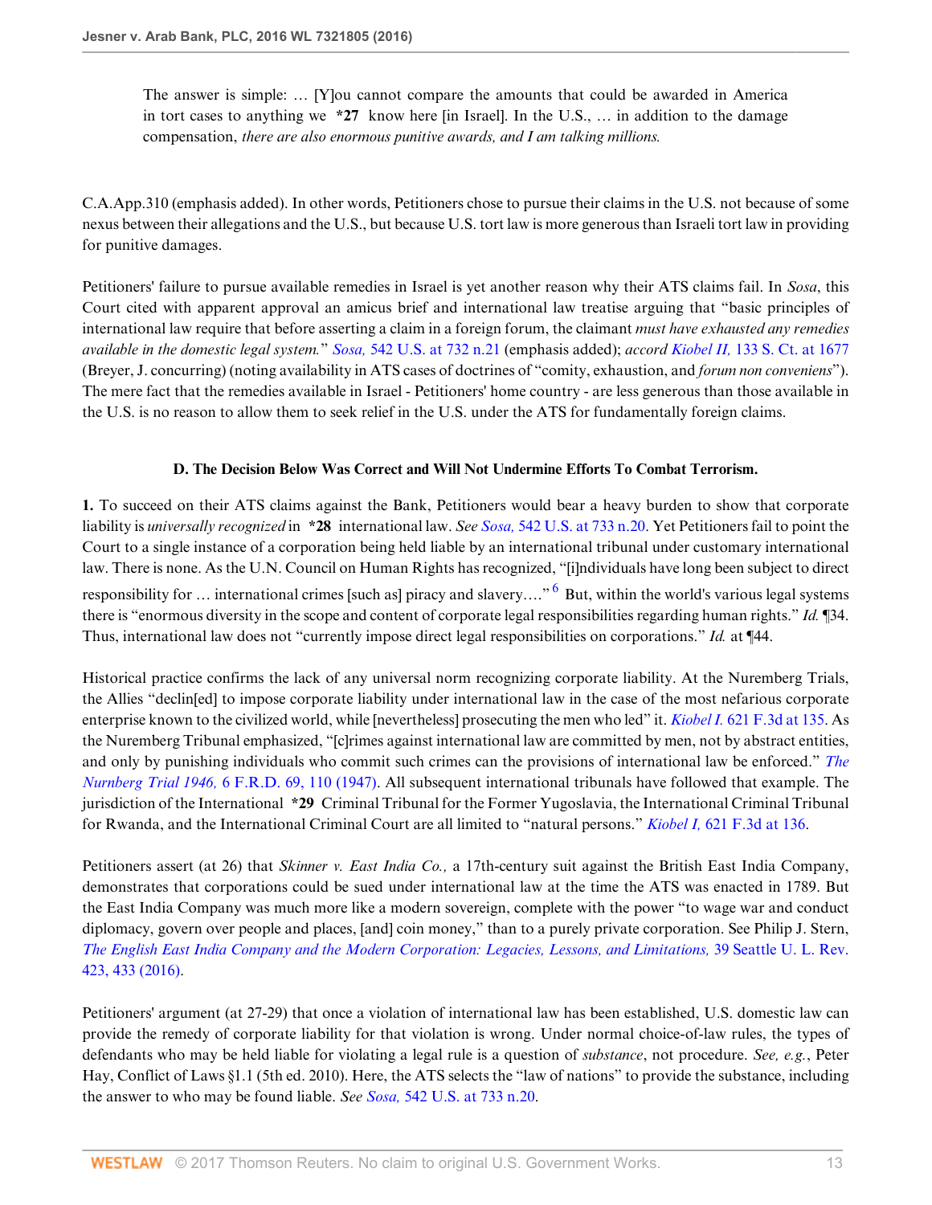> The answer is simple: ... [Y]ou cannot compare the amounts that could be awarded in America in tort cases to anything we **\*27** know here [in Israel]. In the U.S., ... in addition to the damage compensation, *there are also enormous punitive awards, and I am talking millions.*

C.A.App.310 (emphasis added). In other words, Petitioners chose to pursue their claims in the U.S. not because of some nexus between their allegations and the U.S., but because U.S. tort law is more generous than Israeli tort law in providing for punitive damages.

Petitioners' failure to pursue available remedies in Israel is yet another reason why their ATS claims fail. In *Sosa*, this Court cited with apparent approval an amicus brief and international law treatise arguing that "basic principles of international law require that before asserting a claim in a foreign forum, the claimant *must have exhausted any remedies available in the domestic legal system.*" *Sosa,* 542 U.S. at 732 n.21 (emphasis added); *accord Kiobel II,* 133 S. Ct. at 1677 (Breyer, J. concurring) (noting availability in ATS cases of doctrines of "comity, exhaustion, and *forum non conveniens*"). The mere fact that the remedies available in Israel - Petitioners' home country - are less generous than those available in the U.S. is no reason to allow them to seek relief in the U.S. under the ATS for fundamentally foreign claims.

### D. The Decision Below Was Correct and Will Not Undermine Efforts To Combat Terrorism.

**1.** To succeed on their ATS claims against the Bank, Petitioners would bear a heavy burden to show that corporate liability is *universally recognized* in **\*28** international law. *See Sosa,* 542 U.S. at 733 n.20. Yet Petitioners fail to point the Court to a single instance of a corporation being held liable by an international tribunal under customary international law. There is none. As the U.N. Council on Human Rights has recognized, "[i]ndividuals have long been subject to direct responsibility for ... international crimes [such as] piracy and slavery...."[6] But, within the world's various legal systems there is "enormous diversity in the scope and content of corporate legal responsibilities regarding human rights." *Id.* ¶34. Thus, international law does not "currently impose direct legal responsibilities on corporations." *Id.* at ¶44.

Historical practice confirms the lack of any universal norm recognizing corporate liability. At the Nuremberg Trials, the Allies "declin[ed] to impose corporate liability under international law in the case of the most nefarious corporate enterprise known to the civilized world, while [nevertheless] prosecuting the men who led" it. *Kiobel I.* 621 F.3d at 135. As the Nuremberg Tribunal emphasized, "[c]rimes against international law are committed by men, not by abstract entities, and only by punishing individuals who commit such crimes can the provisions of international law be enforced." *The Nurnberg Trial 1946,* 6 F.R.D. 69, 110 (1947). All subsequent international tribunals have followed that example. The jurisdiction of the International **\*29** Criminal Tribunal for the Former Yugoslavia, the International Criminal Tribunal for Rwanda, and the International Criminal Court are all limited to "natural persons." *Kiobel I,* 621 F.3d at 136.

Petitioners assert (at 26) that *Skinner v. East India Co.,* a 17th-century suit against the British East India Company, demonstrates that corporations could be sued under international law at the time the ATS was enacted in 1789. But the East India Company was much more like a modern sovereign, complete with the power "to wage war and conduct diplomacy, govern over people and places, [and] coin money," than to a purely private corporation. See Philip J. Stern, *The English East India Company and the Modern Corporation: Legacies, Lessons, and Limitations,* 39 Seattle U. L. Rev. 423, 433 (2016).

Petitioners' argument (at 27-29) that once a violation of international law has been established, U.S. domestic law can provide the remedy of corporate liability for that violation is wrong. Under normal choice-of-law rules, the types of defendants who may be held liable for violating a legal rule is a question of *substance*, not procedure. *See, e.g.*, Peter Hay, Conflict of Laws §1.1 (5th ed. 2010). Here, the ATS selects the "law of nations" to provide the substance, including the answer to who may be found liable. *See Sosa,* 542 U.S. at 733 n.20.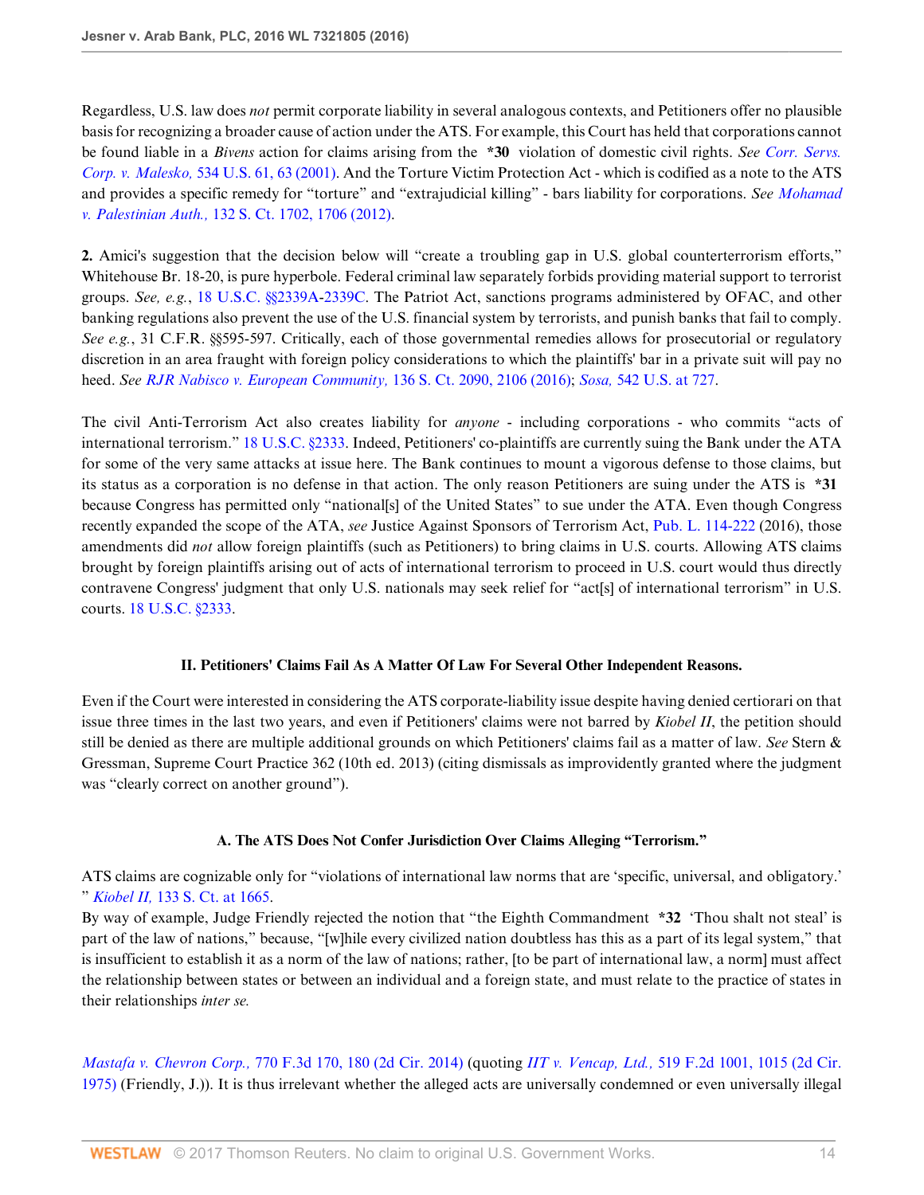Regardless, U.S. law does *not* permit corporate liability in several analogous contexts, and Petitioners offer no plausible basis for recognizing a broader cause of action under the ATS. For example, this Court has held that corporations cannot be found liable in a *Bivens* action for claims arising from the **\*30** violation of domestic civil rights. *See Corr. Servs. Corp. v. Malesko,* 534 U.S. 61, 63 (2001). And the Torture Victim Protection Act - which is codified as a note to the ATS and provides a specific remedy for "torture" and "extrajudicial killing" - bars liability for corporations. *See Mohamad v. Palestinian Auth.,* 132 S. Ct. 1702, 1706 (2012).

**2.** Amici's suggestion that the decision below will "create a troubling gap in U.S. global counterterrorism efforts," Whitehouse Br. 18-20, is pure hyperbole. Federal criminal law separately forbids providing material support to terrorist groups. *See, e.g.*, 18 U.S.C. §§2339A-2339C. The Patriot Act, sanctions programs administered by OFAC, and other banking regulations also prevent the use of the U.S. financial system by terrorists, and punish banks that fail to comply. *See e.g.*, 31 C.F.R. §§595-597. Critically, each of those governmental remedies allows for prosecutorial or regulatory discretion in an area fraught with foreign policy considerations to which the plaintiffs' bar in a private suit will pay no heed. *See RJR Nabisco v. European Community,* 136 S. Ct. 2090, 2106 (2016); *Sosa,* 542 U.S. at 727.

The civil Anti-Terrorism Act also creates liability for *anyone* - including corporations - who commits "acts of international terrorism." 18 U.S.C. §2333. Indeed, Petitioners' co-plaintiffs are currently suing the Bank under the ATA for some of the very same attacks at issue here. The Bank continues to mount a vigorous defense to those claims, but its status as a corporation is no defense in that action. The only reason Petitioners are suing under the ATS is **\*31** because Congress has permitted only "national[s] of the United States" to sue under the ATA. Even though Congress recently expanded the scope of the ATA, *see* Justice Against Sponsors of Terrorism Act, Pub. L. 114-222 (2016), those amendments did *not* allow foreign plaintiffs (such as Petitioners) to bring claims in U.S. courts. Allowing ATS claims brought by foreign plaintiffs arising out of acts of international terrorism to proceed in U.S. court would thus directly contravene Congress' judgment that only U.S. nationals may seek relief for "act[s] of international terrorism" in U.S. courts. 18 U.S.C. §2333.

## II. Petitioners' Claims Fail As A Matter Of Law For Several Other Independent Reasons.

Even if the Court were interested in considering the ATS corporate-liability issue despite having denied certiorari on that issue three times in the last two years, and even if Petitioners' claims were not barred by *Kiobel II*, the petition should still be denied as there are multiple additional grounds on which Petitioners' claims fail as a matter of law. *See* Stern & Gressman, Supreme Court Practice 362 (10th ed. 2013) (citing dismissals as improvidently granted where the judgment was "clearly correct on another ground").

### A. The ATS Does Not Confer Jurisdiction Over Claims Alleging "Terrorism."

ATS claims are cognizable only for "violations of international law norms that are 'specific, universal, and obligatory.' " *Kiobel II,* 133 S. Ct. at 1665.

By way of example, Judge Friendly rejected the notion that "the Eighth Commandment **\*32** 'Thou shalt not steal' is part of the law of nations," because, "[w]hile every civilized nation doubtless has this as a part of its legal system," that is insufficient to establish it as a norm of the law of nations; rather, [to be part of international law, a norm] must affect the relationship between states or between an individual and a foreign state, and must relate to the practice of states in their relationships *inter se.*

*Mastafa v. Chevron Corp.,* 770 F.3d 170, 180 (2d Cir. 2014) (quoting *IIT v. Vencap, Ltd.,* 519 F.2d 1001, 1015 (2d Cir. 1975) (Friendly, J.)). It is thus irrelevant whether the alleged acts are universally condemned or even universally illegal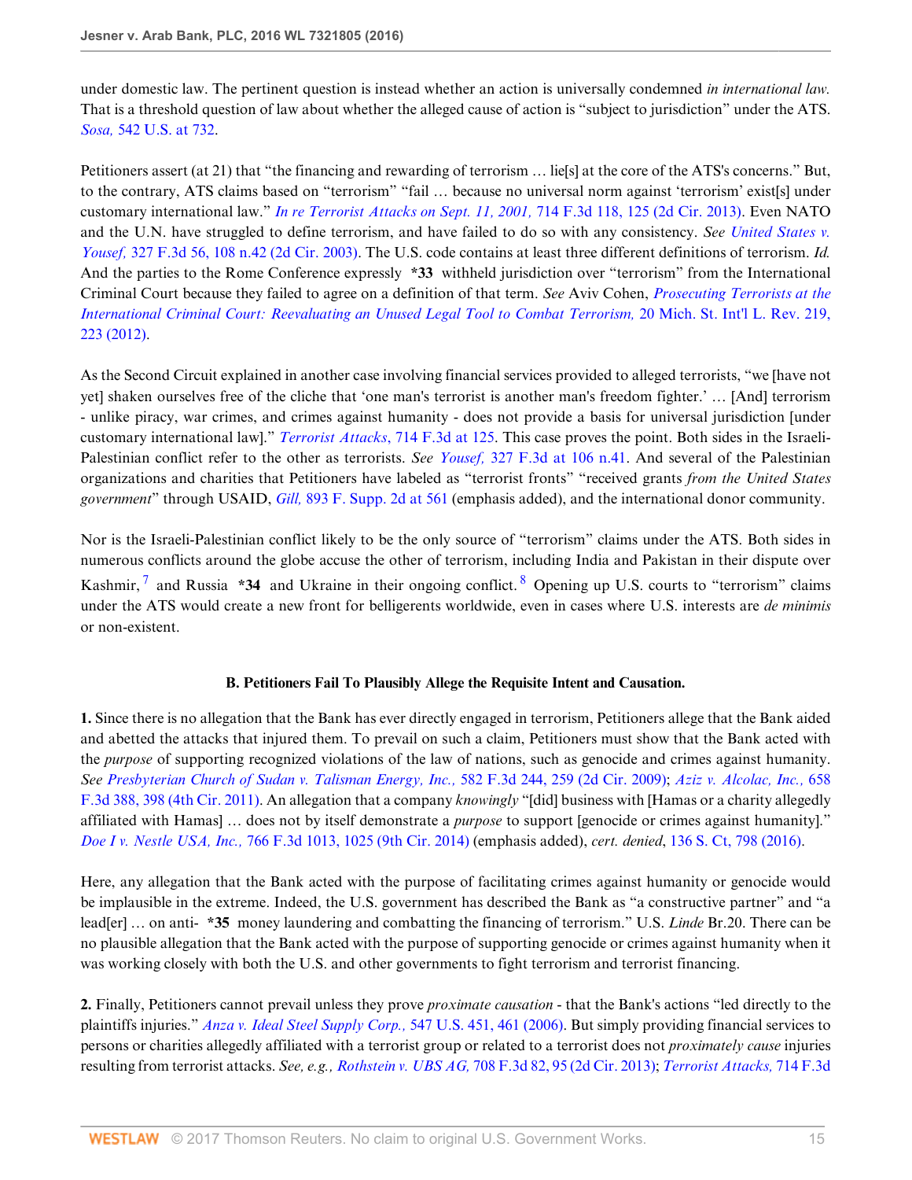under domestic law. The pertinent question is instead whether an action is universally condemned *in international law.* That is a threshold question of law about whether the alleged cause of action is "subject to jurisdiction" under the ATS. *Sosa,* 542 U.S. at 732.

Petitioners assert (at 21) that "the financing and rewarding of terrorism … lie[s] at the core of the ATS's concerns." But, to the contrary, ATS claims based on "terrorism" "fail … because no universal norm against 'terrorism' exist[s] under customary international law." *In re Terrorist Attacks on Sept. 11, 2001,* 714 F.3d 118, 125 (2d Cir. 2013). Even NATO and the U.N. have struggled to define terrorism, and have failed to do so with any consistency. *See United States v. Yousef,* 327 F.3d 56, 108 n.42 (2d Cir. 2003). The U.S. code contains at least three different definitions of terrorism. *Id.* And the parties to the Rome Conference expressly **\*33** withheld jurisdiction over "terrorism" from the International Criminal Court because they failed to agree on a definition of that term. *See* Aviv Cohen, *Prosecuting Terrorists at the International Criminal Court: Reevaluating an Unused Legal Tool to Combat Terrorism,* 20 Mich. St. Int'l L. Rev. 219, 223 (2012).

As the Second Circuit explained in another case involving financial services provided to alleged terrorists, "we [have not yet] shaken ourselves free of the cliche that 'one man's terrorist is another man's freedom fighter.' … [And] terrorism - unlike piracy, war crimes, and crimes against humanity - does not provide a basis for universal jurisdiction [under customary international law]." *Terrorist Attacks*, 714 F.3d at 125. This case proves the point. Both sides in the Israeli-Palestinian conflict refer to the other as terrorists. *See Yousef,* 327 F.3d at 106 n.41. And several of the Palestinian organizations and charities that Petitioners have labeled as "terrorist fronts" "received grants *from the United States government*" through USAID, *Gill,* 893 F. Supp. 2d at 561 (emphasis added), and the international donor community.

Nor is the Israeli-Palestinian conflict likely to be the only source of "terrorism" claims under the ATS. Both sides in numerous conflicts around the globe accuse the other of terrorism, including India and Pakistan in their dispute over Kashmir,[7] and Russia **\*34** and Ukraine in their ongoing conflict.[8] Opening up U.S. courts to "terrorism" claims under the ATS would create a new front for belligerents worldwide, even in cases where U.S. interests are *de minimis* or non-existent.

### B. Petitioners Fail To Plausibly Allege the Requisite Intent and Causation.

**1.** Since there is no allegation that the Bank has ever directly engaged in terrorism, Petitioners allege that the Bank aided and abetted the attacks that injured them. To prevail on such a claim, Petitioners must show that the Bank acted with the *purpose* of supporting recognized violations of the law of nations, such as genocide and crimes against humanity. *See Presbyterian Church of Sudan v. Talisman Energy, Inc.,* 582 F.3d 244, 259 (2d Cir. 2009); *Aziz v. Alcolac, Inc.,* 658 F.3d 388, 398 (4th Cir. 2011). An allegation that a company *knowingly* "[did] business with [Hamas or a charity allegedly affiliated with Hamas] … does not by itself demonstrate a *purpose* to support [genocide or crimes against humanity]." *Doe I v. Nestle USA, Inc.,* 766 F.3d 1013, 1025 (9th Cir. 2014) (emphasis added), *cert. denied*, 136 S. Ct, 798 (2016).

Here, any allegation that the Bank acted with the purpose of facilitating crimes against humanity or genocide would be implausible in the extreme. Indeed, the U.S. government has described the Bank as "a constructive partner" and "a lead[er] … on anti- **\*35** money laundering and combatting the financing of terrorism." U.S. *Linde* Br.20. There can be no plausible allegation that the Bank acted with the purpose of supporting genocide or crimes against humanity when it was working closely with both the U.S. and other governments to fight terrorism and terrorist financing.

**2.** Finally, Petitioners cannot prevail unless they prove *proximate causation* - that the Bank's actions "led directly to the plaintiffs injuries." *Anza v. Ideal Steel Supply Corp.,* 547 U.S. 451, 461 (2006). But simply providing financial services to persons or charities allegedly affiliated with a terrorist group or related to a terrorist does not *proximately cause* injuries resulting from terrorist attacks. *See, e.g., Rothstein v. UBS AG,* 708 F.3d 82, 95 (2d Cir. 2013); *Terrorist Attacks,* 714 F.3d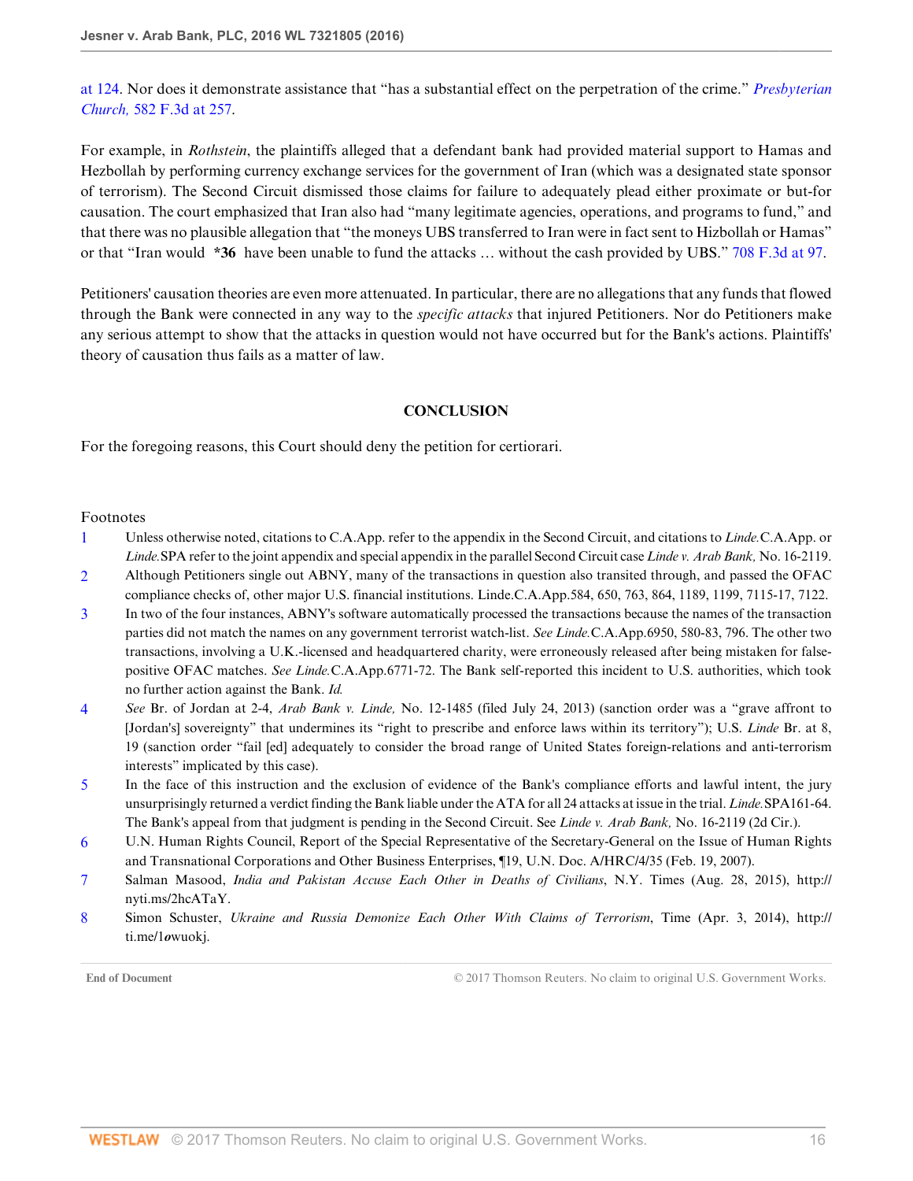at 124. Nor does it demonstrate assistance that "has a substantial effect on the perpetration of the crime." *Presbyterian Church,* 582 F.3d at 257.

For example, in *Rothstein*, the plaintiffs alleged that a defendant bank had provided material support to Hamas and Hezbollah by performing currency exchange services for the government of Iran (which was a designated state sponsor of terrorism). The Second Circuit dismissed those claims for failure to adequately plead either proximate or but-for causation. The court emphasized that Iran also had "many legitimate agencies, operations, and programs to fund," and that there was no plausible allegation that "the moneys UBS transferred to Iran were in fact sent to Hizbollah or Hamas" or that "Iran would **\*36** have been unable to fund the attacks … without the cash provided by UBS." 708 F.3d at 97.

Petitioners' causation theories are even more attenuated. In particular, there are no allegations that any funds that flowed through the Bank were connected in any way to the *specific attacks* that injured Petitioners. Nor do Petitioners make any serious attempt to show that the attacks in question would not have occurred but for the Bank's actions. Plaintiffs' theory of causation thus fails as a matter of law.

## CONCLUSION

For the foregoing reasons, this Court should deny the petition for certiorari.

Footnotes

1. Unless otherwise noted, citations to C.A.App. refer to the appendix in the Second Circuit, and citations to *Linde.*C.A.App. or *Linde.*SPA refer to the joint appendix and special appendix in the parallel Second Circuit case *Linde v. Arab Bank,* No. 16-2119.
2. Although Petitioners single out ABNY, many of the transactions in question also transited through, and passed the OFAC compliance checks of, other major U.S. financial institutions. Linde.C.A.App.584, 650, 763, 864, 1189, 1199, 7115-17, 7122.
3. In two of the four instances, ABNY's software automatically processed the transactions because the names of the transaction parties did not match the names on any government terrorist watch-list. *See Linde.*C.A.App.6950, 580-83, 796. The other two transactions, involving a U.K.-licensed and headquartered charity, were erroneously released after being mistaken for false-positive OFAC matches. *See Linde.*C.A.App.6771-72. The Bank self-reported this incident to U.S. authorities, which took no further action against the Bank. *Id.*
4. *See* Br. of Jordan at 2-4, *Arab Bank v. Linde,* No. 12-1485 (filed July 24, 2013) (sanction order was a "grave affront to [Jordan's] sovereignty" that undermines its "right to prescribe and enforce laws within its territory"); U.S. *Linde* Br. at 8, 19 (sanction order "fail [ed] adequately to consider the broad range of United States foreign-relations and anti-terrorism interests" implicated by this case).
5. In the face of this instruction and the exclusion of evidence of the Bank's compliance efforts and lawful intent, the jury unsurprisingly returned a verdict finding the Bank liable under the ATA for all 24 attacks at issue in the trial. *Linde.*SPA161-64. The Bank's appeal from that judgment is pending in the Second Circuit. See *Linde v. Arab Bank,* No. 16-2119 (2d Cir.).
6. U.N. Human Rights Council, Report of the Special Representative of the Secretary-General on the Issue of Human Rights and Transnational Corporations and Other Business Enterprises, ¶19, U.N. Doc. A/HRC/4/35 (Feb. 19, 2007).
7. Salman Masood, *India and Pakistan Accuse Each Other in Deaths of Civilians*, N.Y. Times (Aug. 28, 2015), http://nyti.ms/2hcATaY.
8. Simon Schuster, *Ukraine and Russia Demonize Each Other With Claims of Terrorism*, Time (Apr. 3, 2014), http://ti.me/1owuokj.

End of Document © 2017 Thomson Reuters. No claim to original U.S. Government Works.